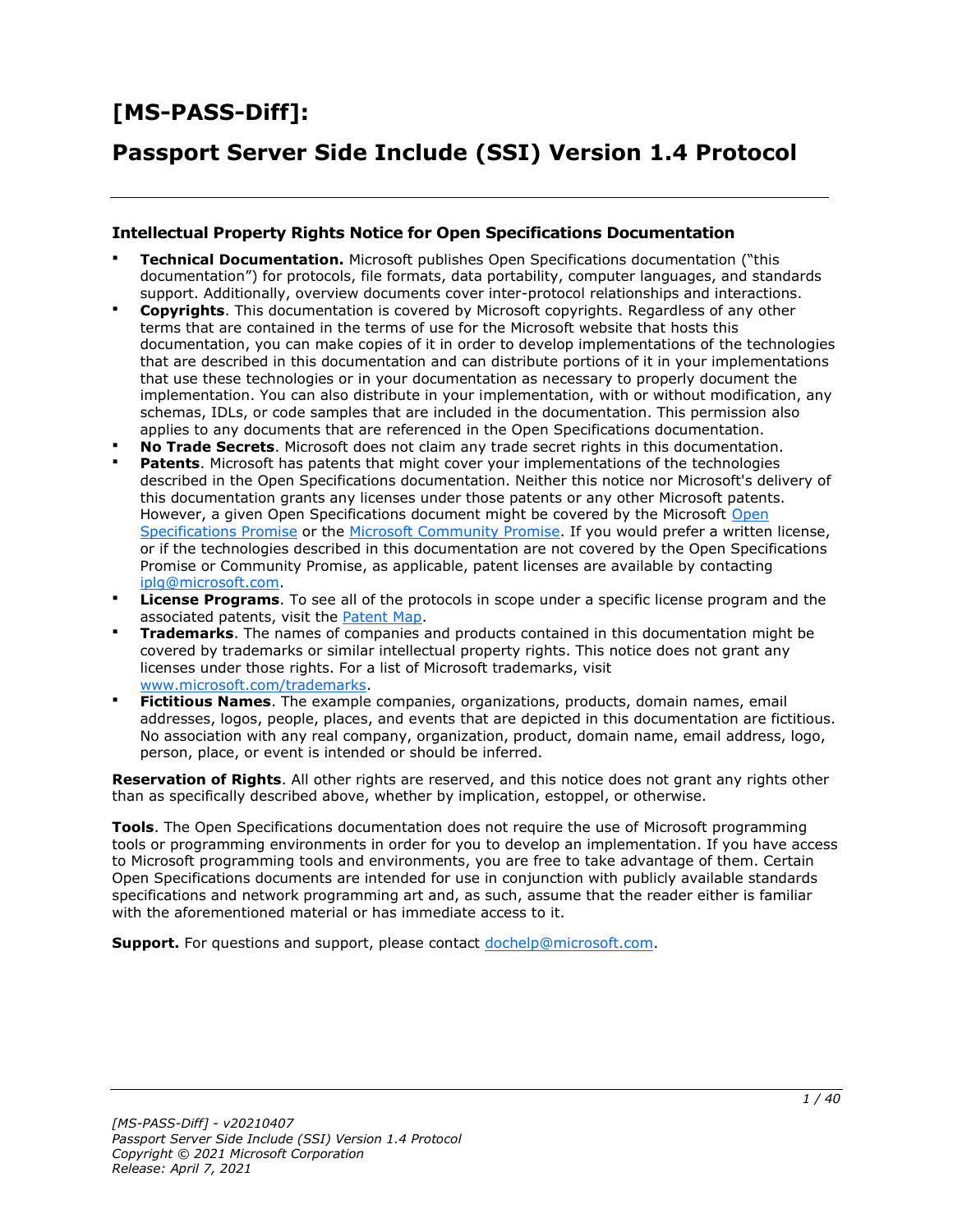# [MS-PASS-Diff]:

# Passport Server Side Include (SSI) Version 1.4 Protocol

### Intellectual Property Rights Notice for Open Specifications Documentation

- **Technical Documentation.** Microsoft publishes Open Specifications documentation ("this documentation") for protocols, file formats, data portability, computer languages, and standards support. Additionally, overview documents cover inter-protocol relationships and interactions.
- **Copyrights**. This documentation is covered by Microsoft copyrights. Regardless of any other terms that are contained in the terms of use for the Microsoft website that hosts this documentation, you can make copies of it in order to develop implementations of the technologies that are described in this documentation and can distribute portions of it in your implementations that use these technologies or in your documentation as necessary to properly document the implementation. You can also distribute in your implementation, with or without modification, any schemas, IDLs, or code samples that are included in the documentation. This permission also applies to any documents that are referenced in the Open Specifications documentation.
- **No Trade Secrets**. Microsoft does not claim any trade secret rights in this documentation.
- **Patents**. Microsoft has patents that might cover your implementations of the technologies described in the Open Specifications documentation. Neither this notice nor Microsoft's delivery of this documentation grants any licenses under those patents or any other Microsoft patents. However, a given Open Specifications document might be covered by the Microsoft Open Specifications Promise or the Microsoft Community Promise. If you would prefer a written license, or if the technologies described in this documentation are not covered by the Open Specifications Promise or Community Promise, as applicable, patent licenses are available by contacting iplg@microsoft.com.
- **License Programs**. To see all of the protocols in scope under a specific license program and the associated patents, visit the Patent Map.
- **Trademarks**. The names of companies and products contained in this documentation might be covered by trademarks or similar intellectual property rights. This notice does not grant any licenses under those rights. For a list of Microsoft trademarks, visit www.microsoft.com/trademarks.
- **Fictitious Names**. The example companies, organizations, products, domain names, email addresses, logos, people, places, and events that are depicted in this documentation are fictitious. No association with any real company, organization, product, domain name, email address, logo, person, place, or event is intended or should be inferred.

**Reservation of Rights**. All other rights are reserved, and this notice does not grant any rights other than as specifically described above, whether by implication, estoppel, or otherwise.

**Tools**. The Open Specifications documentation does not require the use of Microsoft programming tools or programming environments in order for you to develop an implementation. If you have access to Microsoft programming tools and environments, you are free to take advantage of them. Certain Open Specifications documents are intended for use in conjunction with publicly available standards specifications and network programming art and, as such, assume that the reader either is familiar with the aforementioned material or has immediate access to it.

**Support.** For questions and support, please contact dochelp@microsoft.com.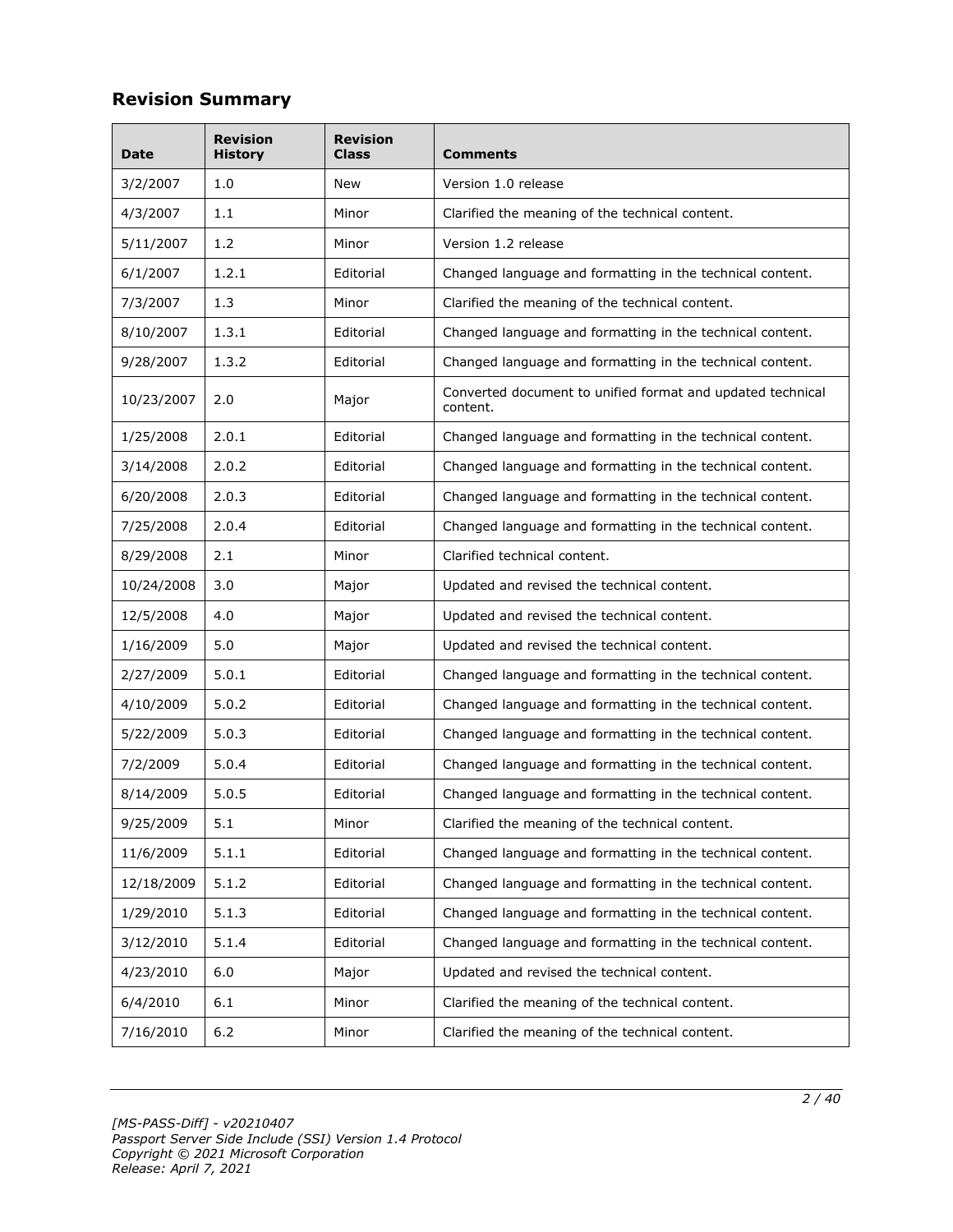## Revision Summary

| Date | Revision History | Revision Class | Comments |
|---|---|---|---|
| 3/2/2007 | 1.0 | New | Version 1.0 release |
| 4/3/2007 | 1.1 | Minor | Clarified the meaning of the technical content. |
| 5/11/2007 | 1.2 | Minor | Version 1.2 release |
| 6/1/2007 | 1.2.1 | Editorial | Changed language and formatting in the technical content. |
| 7/3/2007 | 1.3 | Minor | Clarified the meaning of the technical content. |
| 8/10/2007 | 1.3.1 | Editorial | Changed language and formatting in the technical content. |
| 9/28/2007 | 1.3.2 | Editorial | Changed language and formatting in the technical content. |
| 10/23/2007 | 2.0 | Major | Converted document to unified format and updated technical content. |
| 1/25/2008 | 2.0.1 | Editorial | Changed language and formatting in the technical content. |
| 3/14/2008 | 2.0.2 | Editorial | Changed language and formatting in the technical content. |
| 6/20/2008 | 2.0.3 | Editorial | Changed language and formatting in the technical content. |
| 7/25/2008 | 2.0.4 | Editorial | Changed language and formatting in the technical content. |
| 8/29/2008 | 2.1 | Minor | Clarified technical content. |
| 10/24/2008 | 3.0 | Major | Updated and revised the technical content. |
| 12/5/2008 | 4.0 | Major | Updated and revised the technical content. |
| 1/16/2009 | 5.0 | Major | Updated and revised the technical content. |
| 2/27/2009 | 5.0.1 | Editorial | Changed language and formatting in the technical content. |
| 4/10/2009 | 5.0.2 | Editorial | Changed language and formatting in the technical content. |
| 5/22/2009 | 5.0.3 | Editorial | Changed language and formatting in the technical content. |
| 7/2/2009 | 5.0.4 | Editorial | Changed language and formatting in the technical content. |
| 8/14/2009 | 5.0.5 | Editorial | Changed language and formatting in the technical content. |
| 9/25/2009 | 5.1 | Minor | Clarified the meaning of the technical content. |
| 11/6/2009 | 5.1.1 | Editorial | Changed language and formatting in the technical content. |
| 12/18/2009 | 5.1.2 | Editorial | Changed language and formatting in the technical content. |
| 1/29/2010 | 5.1.3 | Editorial | Changed language and formatting in the technical content. |
| 3/12/2010 | 5.1.4 | Editorial | Changed language and formatting in the technical content. |
| 4/23/2010 | 6.0 | Major | Updated and revised the technical content. |
| 6/4/2010 | 6.1 | Minor | Clarified the meaning of the technical content. |
| 7/16/2010 | 6.2 | Minor | Clarified the meaning of the technical content. |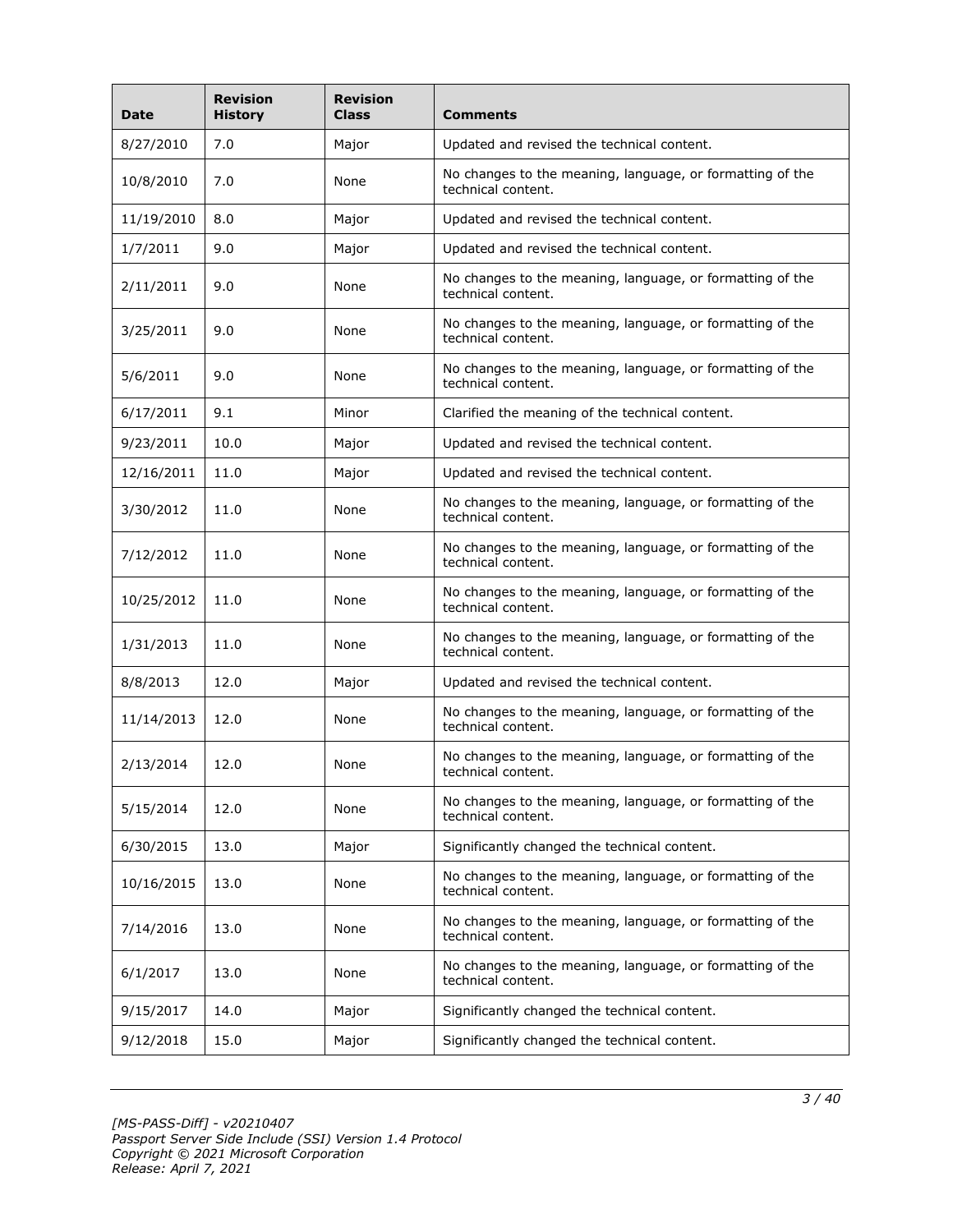| Date | Revision History | Revision Class | Comments |
|---|---|---|---|
| 8/27/2010 | 7.0 | Major | Updated and revised the technical content. |
| 10/8/2010 | 7.0 | None | No changes to the meaning, language, or formatting of the technical content. |
| 11/19/2010 | 8.0 | Major | Updated and revised the technical content. |
| 1/7/2011 | 9.0 | Major | Updated and revised the technical content. |
| 2/11/2011 | 9.0 | None | No changes to the meaning, language, or formatting of the technical content. |
| 3/25/2011 | 9.0 | None | No changes to the meaning, language, or formatting of the technical content. |
| 5/6/2011 | 9.0 | None | No changes to the meaning, language, or formatting of the technical content. |
| 6/17/2011 | 9.1 | Minor | Clarified the meaning of the technical content. |
| 9/23/2011 | 10.0 | Major | Updated and revised the technical content. |
| 12/16/2011 | 11.0 | Major | Updated and revised the technical content. |
| 3/30/2012 | 11.0 | None | No changes to the meaning, language, or formatting of the technical content. |
| 7/12/2012 | 11.0 | None | No changes to the meaning, language, or formatting of the technical content. |
| 10/25/2012 | 11.0 | None | No changes to the meaning, language, or formatting of the technical content. |
| 1/31/2013 | 11.0 | None | No changes to the meaning, language, or formatting of the technical content. |
| 8/8/2013 | 12.0 | Major | Updated and revised the technical content. |
| 11/14/2013 | 12.0 | None | No changes to the meaning, language, or formatting of the technical content. |
| 2/13/2014 | 12.0 | None | No changes to the meaning, language, or formatting of the technical content. |
| 5/15/2014 | 12.0 | None | No changes to the meaning, language, or formatting of the technical content. |
| 6/30/2015 | 13.0 | Major | Significantly changed the technical content. |
| 10/16/2015 | 13.0 | None | No changes to the meaning, language, or formatting of the technical content. |
| 7/14/2016 | 13.0 | None | No changes to the meaning, language, or formatting of the technical content. |
| 6/1/2017 | 13.0 | None | No changes to the meaning, language, or formatting of the technical content. |
| 9/15/2017 | 14.0 | Major | Significantly changed the technical content. |
| 9/12/2018 | 15.0 | Major | Significantly changed the technical content. |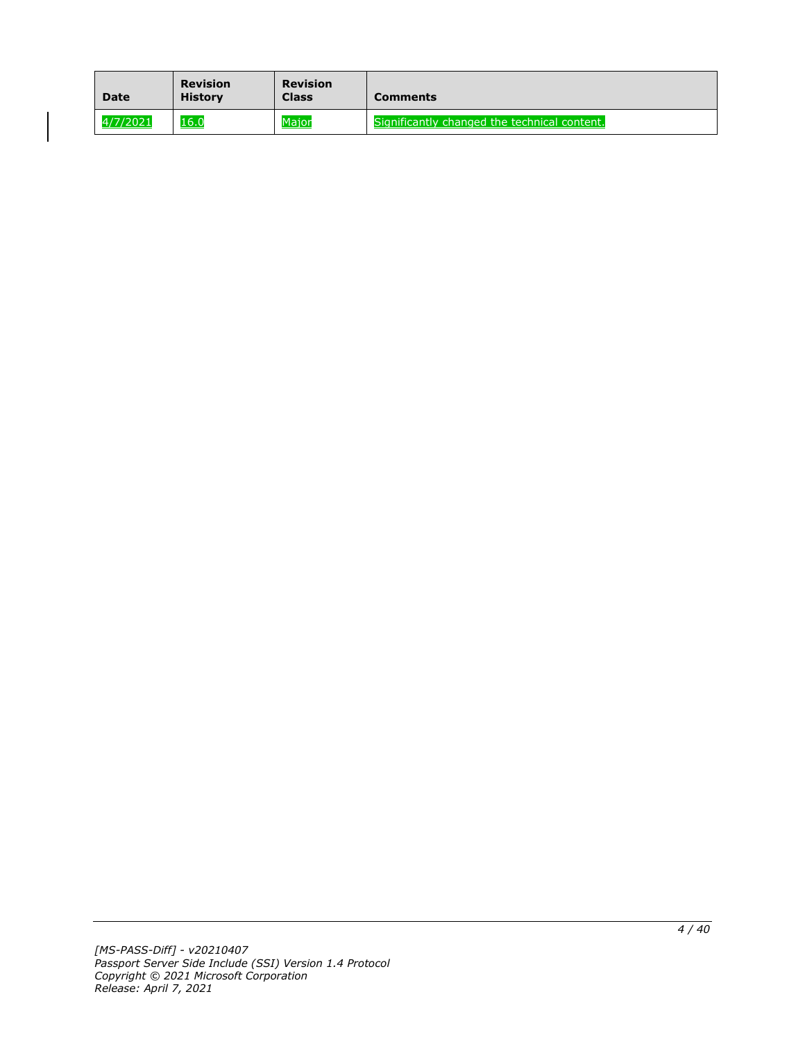| Date | Revision History | Revision Class | Comments |
| --- | --- | --- | --- |
| 4/7/2021 | 16.0 | Major | Significantly changed the technical content. |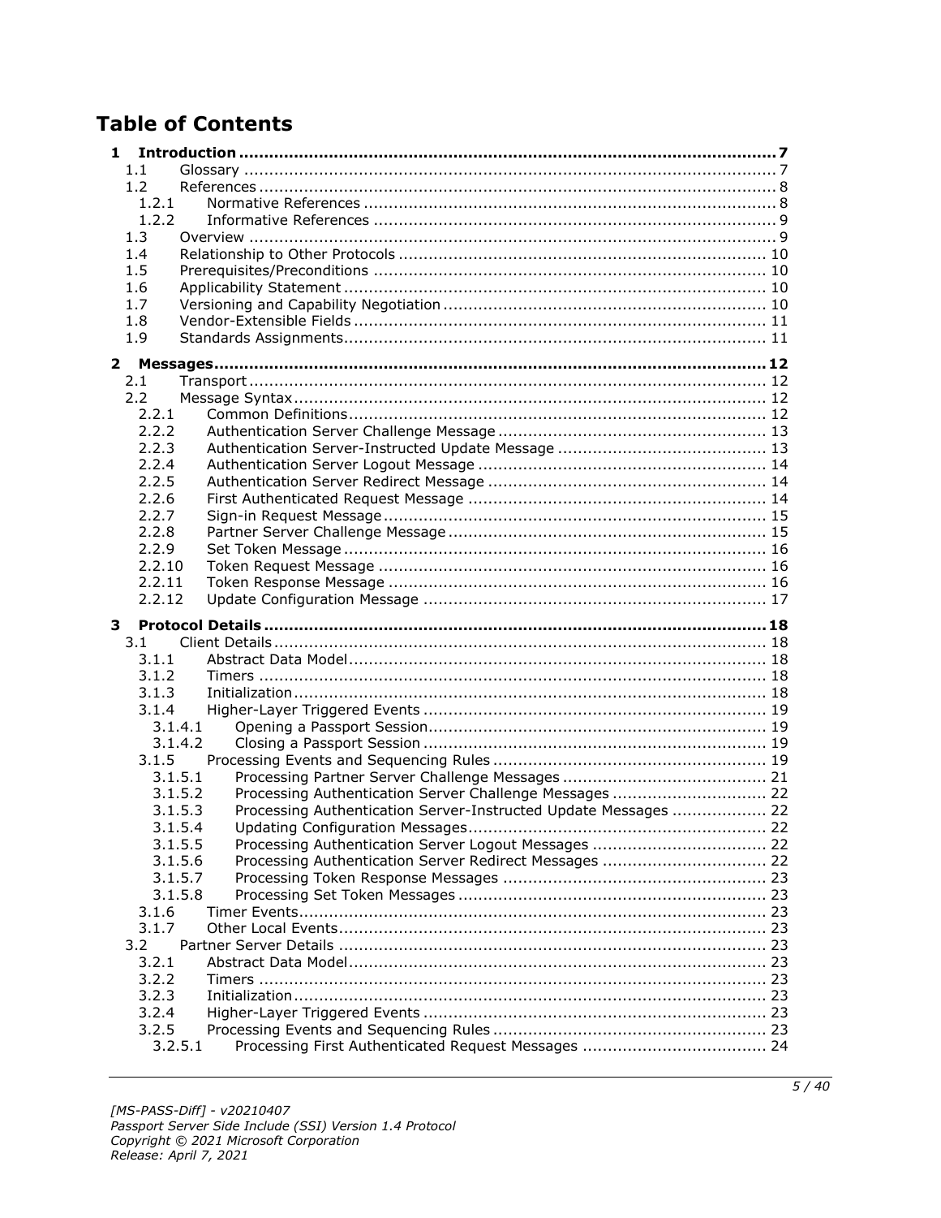# Table of Contents

- **1 Introduction** ..... 7
  - 1.1 Glossary ..... 7
  - 1.2 References ..... 8
    - 1.2.1 Normative References ..... 8
    - 1.2.2 Informative References ..... 9
  - 1.3 Overview ..... 9
  - 1.4 Relationship to Other Protocols ..... 10
  - 1.5 Prerequisites/Preconditions ..... 10
  - 1.6 Applicability Statement ..... 10
  - 1.7 Versioning and Capability Negotiation ..... 10
  - 1.8 Vendor-Extensible Fields ..... 11
  - 1.9 Standards Assignments ..... 11
- **2 Messages** ..... 12
  - 2.1 Transport ..... 12
  - 2.2 Message Syntax ..... 12
    - 2.2.1 Common Definitions ..... 12
    - 2.2.2 Authentication Server Challenge Message ..... 13
    - 2.2.3 Authentication Server-Instructed Update Message ..... 13
    - 2.2.4 Authentication Server Logout Message ..... 14
    - 2.2.5 Authentication Server Redirect Message ..... 14
    - 2.2.6 First Authenticated Request Message ..... 14
    - 2.2.7 Sign-in Request Message ..... 15
    - 2.2.8 Partner Server Challenge Message ..... 15
    - 2.2.9 Set Token Message ..... 16
    - 2.2.10 Token Request Message ..... 16
    - 2.2.11 Token Response Message ..... 16
    - 2.2.12 Update Configuration Message ..... 17
- **3 Protocol Details** ..... 18
  - 3.1 Client Details ..... 18
    - 3.1.1 Abstract Data Model ..... 18
    - 3.1.2 Timers ..... 18
    - 3.1.3 Initialization ..... 18
    - 3.1.4 Higher-Layer Triggered Events ..... 19
      - 3.1.4.1 Opening a Passport Session ..... 19
      - 3.1.4.2 Closing a Passport Session ..... 19
    - 3.1.5 Processing Events and Sequencing Rules ..... 19
      - 3.1.5.1 Processing Partner Server Challenge Messages ..... 21
      - 3.1.5.2 Processing Authentication Server Challenge Messages ..... 22
      - 3.1.5.3 Processing Authentication Server-Instructed Update Messages ..... 22
      - 3.1.5.4 Updating Configuration Messages ..... 22
      - 3.1.5.5 Processing Authentication Server Logout Messages ..... 22
      - 3.1.5.6 Processing Authentication Server Redirect Messages ..... 22
      - 3.1.5.7 Processing Token Response Messages ..... 23
      - 3.1.5.8 Processing Set Token Messages ..... 23
    - 3.1.6 Timer Events ..... 23
    - 3.1.7 Other Local Events ..... 23
  - 3.2 Partner Server Details ..... 23
    - 3.2.1 Abstract Data Model ..... 23
    - 3.2.2 Timers ..... 23
    - 3.2.3 Initialization ..... 23
    - 3.2.4 Higher-Layer Triggered Events ..... 23
    - 3.2.5 Processing Events and Sequencing Rules ..... 23
      - 3.2.5.1 Processing First Authenticated Request Messages ..... 24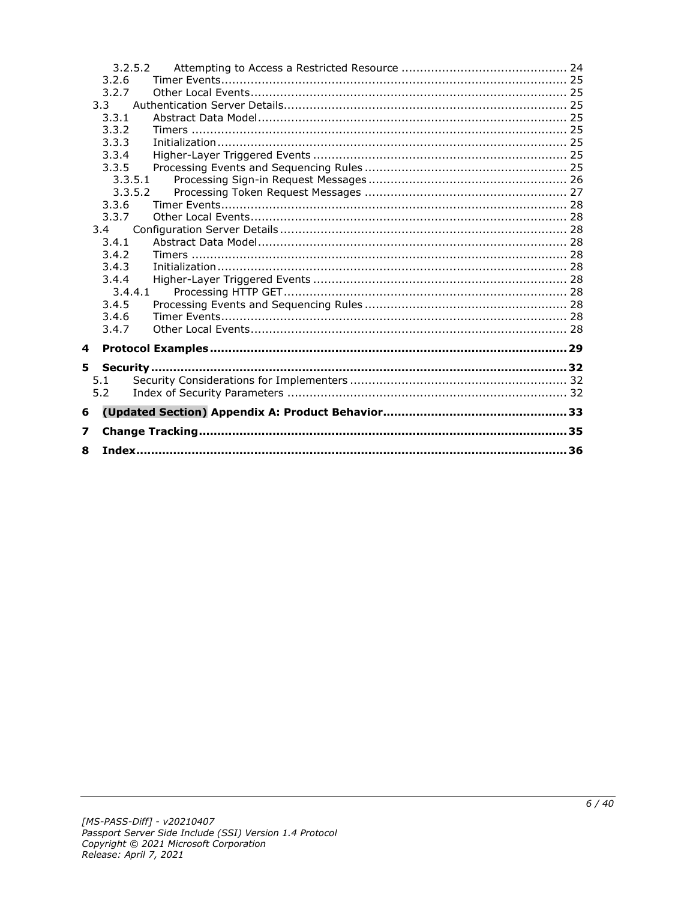- 3.2.5.2 Attempting to Access a Restricted Resource ............................................ 24
- 3.2.6 Timer Events............................................................................................ 25
- 3.2.7 Other Local Events..................................................................................... 25
- 3.3 Authentication Server Details............................................................................ 25
- 3.3.1 Abstract Data Model.................................................................................. 25
- 3.3.2 Timers ..................................................................................................... 25
- 3.3.3 Initialization.............................................................................................. 25
- 3.3.4 Higher-Layer Triggered Events ................................................................... 25
- 3.3.5 Processing Events and Sequencing Rules ...................................................... 25
- 3.3.5.1 Processing Sign-in Request Messages ..................................................... 26
- 3.3.5.2 Processing Token Request Messages ...................................................... 27
- 3.3.6 Timer Events............................................................................................ 28
- 3.3.7 Other Local Events..................................................................................... 28
- 3.4 Configuration Server Details............................................................................. 28
- 3.4.1 Abstract Data Model.................................................................................. 28
- 3.4.2 Timers ..................................................................................................... 28
- 3.4.3 Initialization.............................................................................................. 28
- 3.4.4 Higher-Layer Triggered Events ................................................................... 28
- 3.4.4.1 Processing HTTP GET............................................................................ 28
- 3.4.5 Processing Events and Sequencing Rules ...................................................... 28
- 3.4.6 Timer Events............................................................................................ 28
- 3.4.7 Other Local Events..................................................................................... 28

**4 Protocol Examples................................................................................................ 29**

**5 Security................................................................................................................ 32**

- 5.1 Security Considerations for Implementers .......................................................... 32
- 5.2 Index of Security Parameters ........................................................................... 32

**6 (Updated Section) Appendix A: Product Behavior................................................ 33**

**7 Change Tracking.................................................................................................. 35**

**8 Index.................................................................................................................... 36**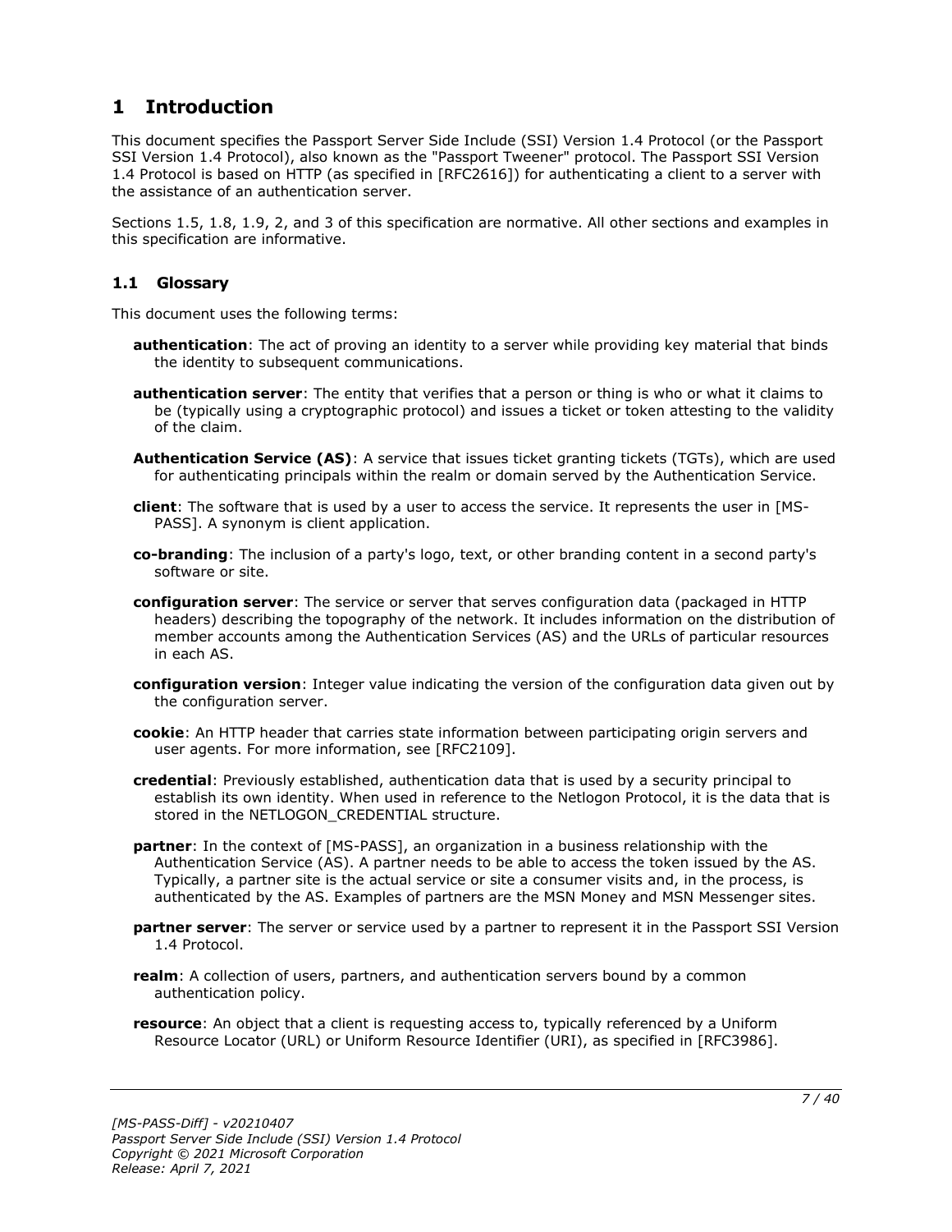# 1 Introduction

This document specifies the Passport Server Side Include (SSI) Version 1.4 Protocol (or the Passport SSI Version 1.4 Protocol), also known as the "Passport Tweener" protocol. The Passport SSI Version 1.4 Protocol is based on HTTP (as specified in [RFC2616]) for authenticating a client to a server with the assistance of an authentication server.

Sections 1.5, 1.8, 1.9, 2, and 3 of this specification are normative. All other sections and examples in this specification are informative.

## 1.1 Glossary

This document uses the following terms:

**authentication**: The act of proving an identity to a server while providing key material that binds the identity to subsequent communications.

**authentication server**: The entity that verifies that a person or thing is who or what it claims to be (typically using a cryptographic protocol) and issues a ticket or token attesting to the validity of the claim.

**Authentication Service (AS)**: A service that issues ticket granting tickets (TGTs), which are used for authenticating principals within the realm or domain served by the Authentication Service.

**client**: The software that is used by a user to access the service. It represents the user in [MS-PASS]. A synonym is client application.

**co-branding**: The inclusion of a party's logo, text, or other branding content in a second party's software or site.

**configuration server**: The service or server that serves configuration data (packaged in HTTP headers) describing the topography of the network. It includes information on the distribution of member accounts among the Authentication Services (AS) and the URLs of particular resources in each AS.

**configuration version**: Integer value indicating the version of the configuration data given out by the configuration server.

**cookie**: An HTTP header that carries state information between participating origin servers and user agents. For more information, see [RFC2109].

**credential**: Previously established, authentication data that is used by a security principal to establish its own identity. When used in reference to the Netlogon Protocol, it is the data that is stored in the NETLOGON_CREDENTIAL structure.

**partner**: In the context of [MS-PASS], an organization in a business relationship with the Authentication Service (AS). A partner needs to be able to access the token issued by the AS. Typically, a partner site is the actual service or site a consumer visits and, in the process, is authenticated by the AS. Examples of partners are the MSN Money and MSN Messenger sites.

**partner server**: The server or service used by a partner to represent it in the Passport SSI Version 1.4 Protocol.

**realm**: A collection of users, partners, and authentication servers bound by a common authentication policy.

**resource**: An object that a client is requesting access to, typically referenced by a Uniform Resource Locator (URL) or Uniform Resource Identifier (URI), as specified in [RFC3986].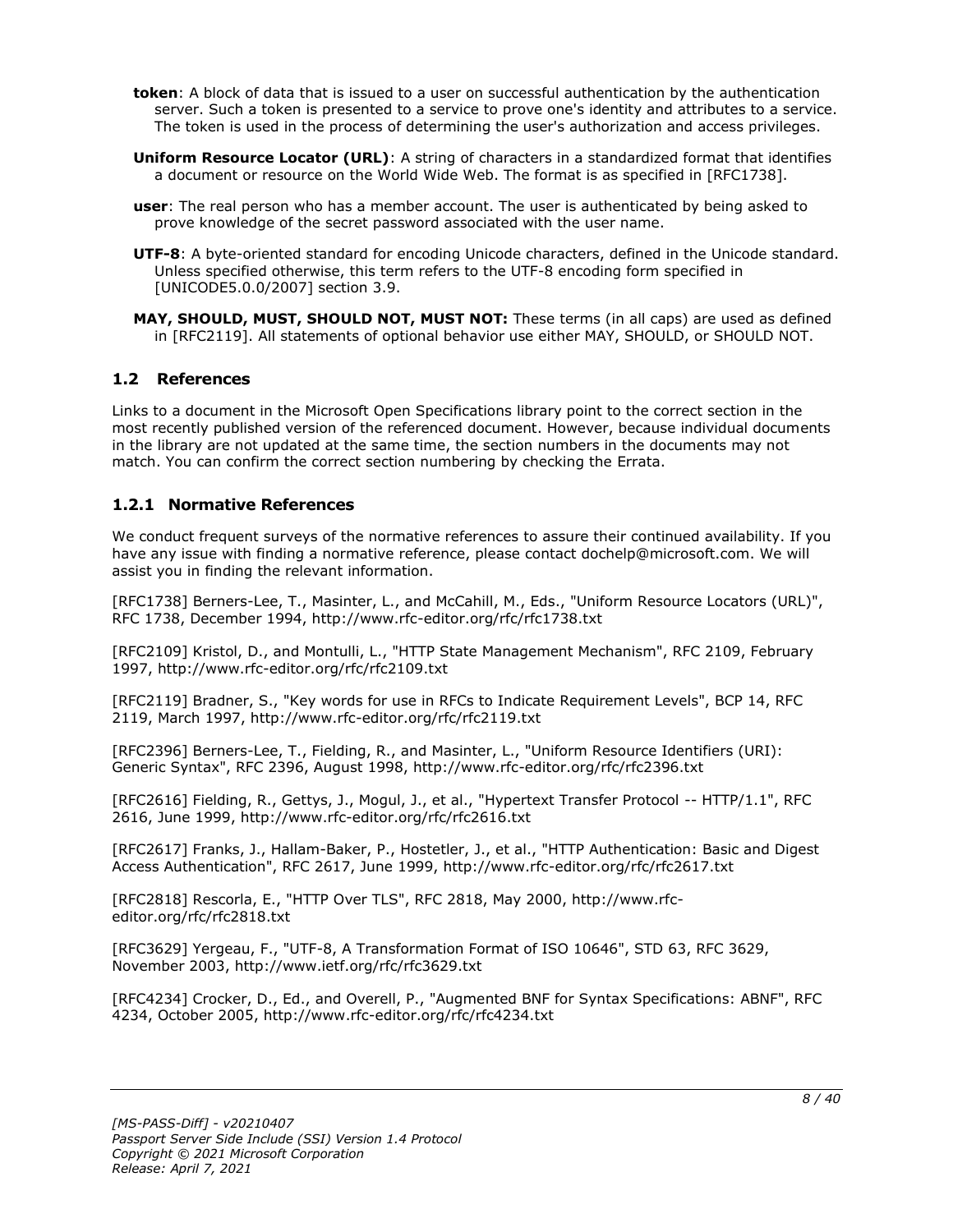**token**: A block of data that is issued to a user on successful authentication by the authentication server. Such a token is presented to a service to prove one's identity and attributes to a service. The token is used in the process of determining the user's authorization and access privileges.

**Uniform Resource Locator (URL)**: A string of characters in a standardized format that identifies a document or resource on the World Wide Web. The format is as specified in [RFC1738].

**user**: The real person who has a member account. The user is authenticated by being asked to prove knowledge of the secret password associated with the user name.

**UTF-8**: A byte-oriented standard for encoding Unicode characters, defined in the Unicode standard. Unless specified otherwise, this term refers to the UTF-8 encoding form specified in [UNICODE5.0.0/2007] section 3.9.

**MAY, SHOULD, MUST, SHOULD NOT, MUST NOT:** These terms (in all caps) are used as defined in [RFC2119]. All statements of optional behavior use either MAY, SHOULD, or SHOULD NOT.

## 1.2 References

Links to a document in the Microsoft Open Specifications library point to the correct section in the most recently published version of the referenced document. However, because individual documents in the library are not updated at the same time, the section numbers in the documents may not match. You can confirm the correct section numbering by checking the Errata.

### 1.2.1 Normative References

We conduct frequent surveys of the normative references to assure their continued availability. If you have any issue with finding a normative reference, please contact dochelp@microsoft.com. We will assist you in finding the relevant information.

[RFC1738] Berners-Lee, T., Masinter, L., and McCahill, M., Eds., "Uniform Resource Locators (URL)", RFC 1738, December 1994, http://www.rfc-editor.org/rfc/rfc1738.txt

[RFC2109] Kristol, D., and Montulli, L., "HTTP State Management Mechanism", RFC 2109, February 1997, http://www.rfc-editor.org/rfc/rfc2109.txt

[RFC2119] Bradner, S., "Key words for use in RFCs to Indicate Requirement Levels", BCP 14, RFC 2119, March 1997, http://www.rfc-editor.org/rfc/rfc2119.txt

[RFC2396] Berners-Lee, T., Fielding, R., and Masinter, L., "Uniform Resource Identifiers (URI): Generic Syntax", RFC 2396, August 1998, http://www.rfc-editor.org/rfc/rfc2396.txt

[RFC2616] Fielding, R., Gettys, J., Mogul, J., et al., "Hypertext Transfer Protocol -- HTTP/1.1", RFC 2616, June 1999, http://www.rfc-editor.org/rfc/rfc2616.txt

[RFC2617] Franks, J., Hallam-Baker, P., Hostetler, J., et al., "HTTP Authentication: Basic and Digest Access Authentication", RFC 2617, June 1999, http://www.rfc-editor.org/rfc/rfc2617.txt

[RFC2818] Rescorla, E., "HTTP Over TLS", RFC 2818, May 2000, http://www.rfc-editor.org/rfc/rfc2818.txt

[RFC3629] Yergeau, F., "UTF-8, A Transformation Format of ISO 10646", STD 63, RFC 3629, November 2003, http://www.ietf.org/rfc/rfc3629.txt

[RFC4234] Crocker, D., Ed., and Overell, P., "Augmented BNF for Syntax Specifications: ABNF", RFC 4234, October 2005, http://www.rfc-editor.org/rfc/rfc4234.txt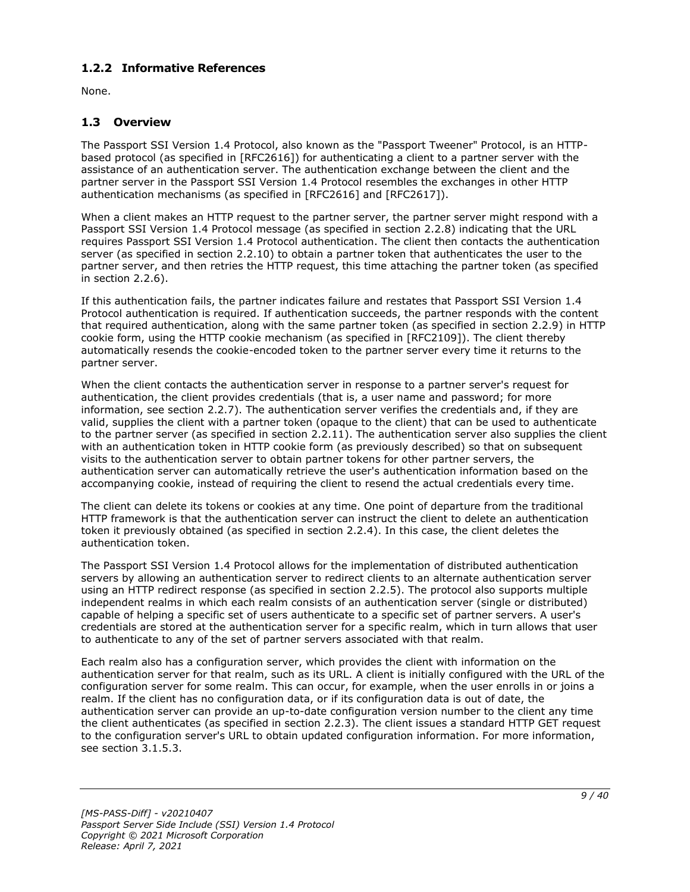### 1.2.2 Informative References

None.

## 1.3 Overview

The Passport SSI Version 1.4 Protocol, also known as the "Passport Tweener" Protocol, is an HTTP-based protocol (as specified in [RFC2616]) for authenticating a client to a partner server with the assistance of an authentication server. The authentication exchange between the client and the partner server in the Passport SSI Version 1.4 Protocol resembles the exchanges in other HTTP authentication mechanisms (as specified in [RFC2616] and [RFC2617]).

When a client makes an HTTP request to the partner server, the partner server might respond with a Passport SSI Version 1.4 Protocol message (as specified in section 2.2.8) indicating that the URL requires Passport SSI Version 1.4 Protocol authentication. The client then contacts the authentication server (as specified in section 2.2.10) to obtain a partner token that authenticates the user to the partner server, and then retries the HTTP request, this time attaching the partner token (as specified in section 2.2.6).

If this authentication fails, the partner indicates failure and restates that Passport SSI Version 1.4 Protocol authentication is required. If authentication succeeds, the partner responds with the content that required authentication, along with the same partner token (as specified in section 2.2.9) in HTTP cookie form, using the HTTP cookie mechanism (as specified in [RFC2109]). The client thereby automatically resends the cookie-encoded token to the partner server every time it returns to the partner server.

When the client contacts the authentication server in response to a partner server's request for authentication, the client provides credentials (that is, a user name and password; for more information, see section 2.2.7). The authentication server verifies the credentials and, if they are valid, supplies the client with a partner token (opaque to the client) that can be used to authenticate to the partner server (as specified in section 2.2.11). The authentication server also supplies the client with an authentication token in HTTP cookie form (as previously described) so that on subsequent visits to the authentication server to obtain partner tokens for other partner servers, the authentication server can automatically retrieve the user's authentication information based on the accompanying cookie, instead of requiring the client to resend the actual credentials every time.

The client can delete its tokens or cookies at any time. One point of departure from the traditional HTTP framework is that the authentication server can instruct the client to delete an authentication token it previously obtained (as specified in section 2.2.4). In this case, the client deletes the authentication token.

The Passport SSI Version 1.4 Protocol allows for the implementation of distributed authentication servers by allowing an authentication server to redirect clients to an alternate authentication server using an HTTP redirect response (as specified in section 2.2.5). The protocol also supports multiple independent realms in which each realm consists of an authentication server (single or distributed) capable of helping a specific set of users authenticate to a specific set of partner servers. A user's credentials are stored at the authentication server for a specific realm, which in turn allows that user to authenticate to any of the set of partner servers associated with that realm.

Each realm also has a configuration server, which provides the client with information on the authentication server for that realm, such as its URL. A client is initially configured with the URL of the configuration server for some realm. This can occur, for example, when the user enrolls in or joins a realm. If the client has no configuration data, or if its configuration data is out of date, the authentication server can provide an up-to-date configuration version number to the client any time the client authenticates (as specified in section 2.2.3). The client issues a standard HTTP GET request to the configuration server's URL to obtain updated configuration information. For more information, see section 3.1.5.3.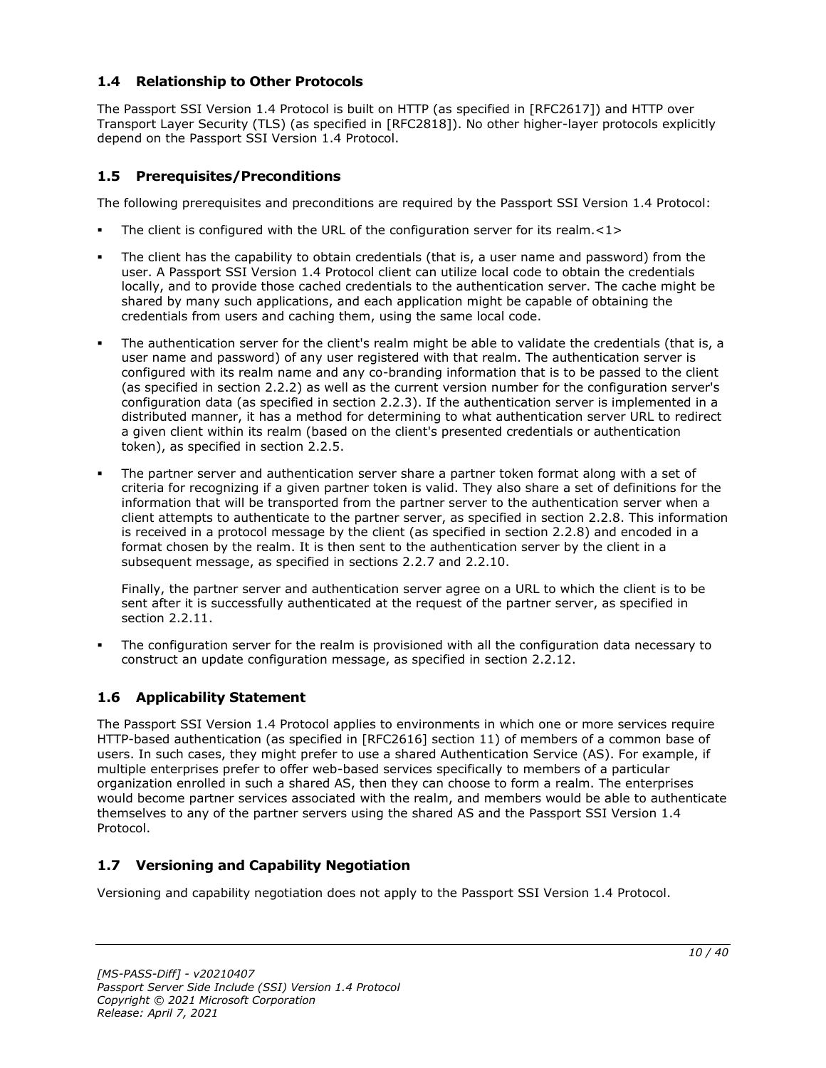## 1.4 Relationship to Other Protocols

The Passport SSI Version 1.4 Protocol is built on HTTP (as specified in [RFC2617]) and HTTP over Transport Layer Security (TLS) (as specified in [RFC2818]). No other higher-layer protocols explicitly depend on the Passport SSI Version 1.4 Protocol.

## 1.5 Prerequisites/Preconditions

The following prerequisites and preconditions are required by the Passport SSI Version 1.4 Protocol:

- The client is configured with the URL of the configuration server for its realm.<1>
- The client has the capability to obtain credentials (that is, a user name and password) from the user. A Passport SSI Version 1.4 Protocol client can utilize local code to obtain the credentials locally, and to provide those cached credentials to the authentication server. The cache might be shared by many such applications, and each application might be capable of obtaining the credentials from users and caching them, using the same local code.
- The authentication server for the client's realm might be able to validate the credentials (that is, a user name and password) of any user registered with that realm. The authentication server is configured with its realm name and any co-branding information that is to be passed to the client (as specified in section 2.2.2) as well as the current version number for the configuration server's configuration data (as specified in section 2.2.3). If the authentication server is implemented in a distributed manner, it has a method for determining to what authentication server URL to redirect a given client within its realm (based on the client's presented credentials or authentication token), as specified in section 2.2.5.
- The partner server and authentication server share a partner token format along with a set of criteria for recognizing if a given partner token is valid. They also share a set of definitions for the information that will be transported from the partner server to the authentication server when a client attempts to authenticate to the partner server, as specified in section 2.2.8. This information is received in a protocol message by the client (as specified in section 2.2.8) and encoded in a format chosen by the realm. It is then sent to the authentication server by the client in a subsequent message, as specified in sections 2.2.7 and 2.2.10.

  Finally, the partner server and authentication server agree on a URL to which the client is to be sent after it is successfully authenticated at the request of the partner server, as specified in section 2.2.11.
- The configuration server for the realm is provisioned with all the configuration data necessary to construct an update configuration message, as specified in section 2.2.12.

## 1.6 Applicability Statement

The Passport SSI Version 1.4 Protocol applies to environments in which one or more services require HTTP-based authentication (as specified in [RFC2616] section 11) of members of a common base of users. In such cases, they might prefer to use a shared Authentication Service (AS). For example, if multiple enterprises prefer to offer web-based services specifically to members of a particular organization enrolled in such a shared AS, then they can choose to form a realm. The enterprises would become partner services associated with the realm, and members would be able to authenticate themselves to any of the partner servers using the shared AS and the Passport SSI Version 1.4 Protocol.

## 1.7 Versioning and Capability Negotiation

Versioning and capability negotiation does not apply to the Passport SSI Version 1.4 Protocol.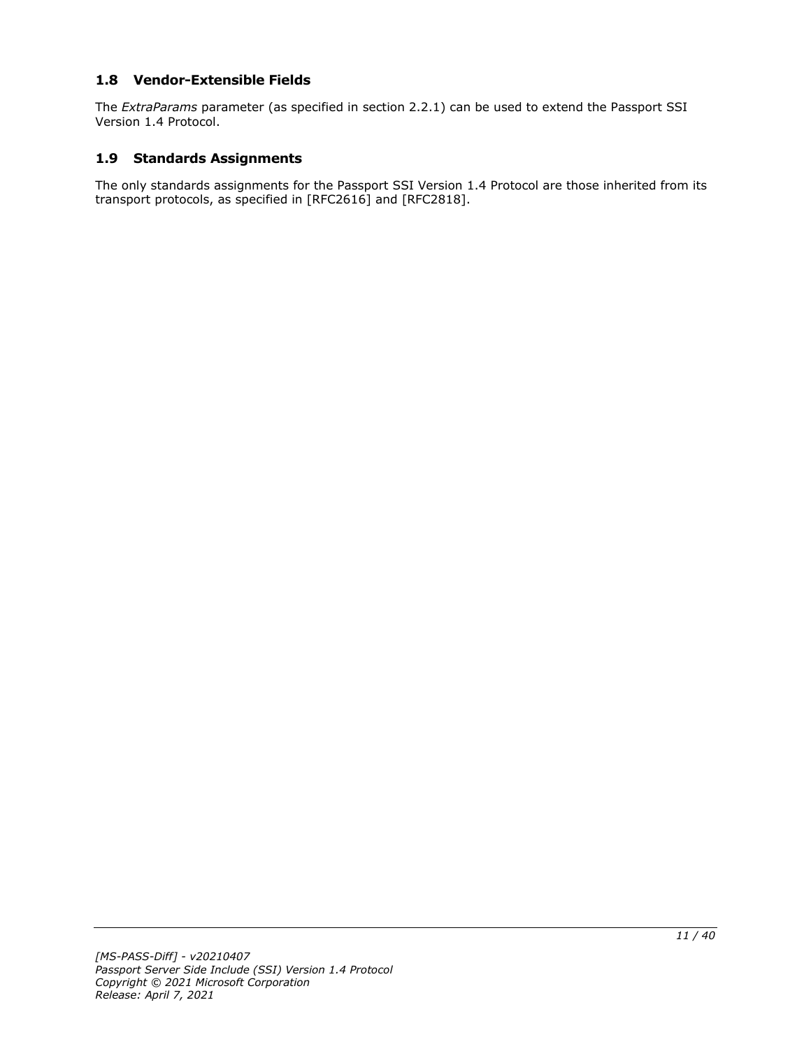## 1.8 Vendor-Extensible Fields

The *ExtraParams* parameter (as specified in section 2.2.1) can be used to extend the Passport SSI Version 1.4 Protocol.

## 1.9 Standards Assignments

The only standards assignments for the Passport SSI Version 1.4 Protocol are those inherited from its transport protocols, as specified in [RFC2616] and [RFC2818].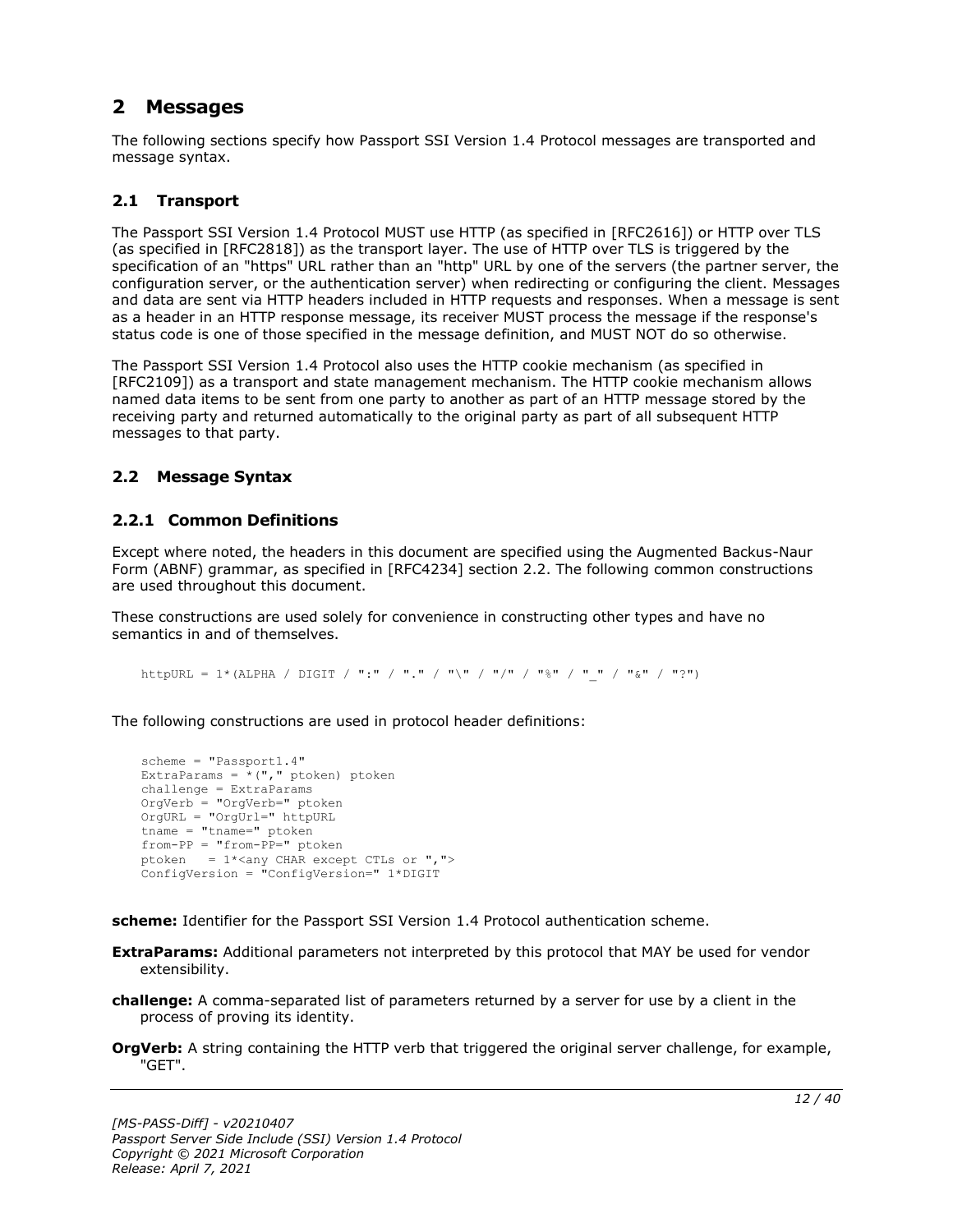# 2 Messages

The following sections specify how Passport SSI Version 1.4 Protocol messages are transported and message syntax.

## 2.1 Transport

The Passport SSI Version 1.4 Protocol MUST use HTTP (as specified in [RFC2616]) or HTTP over TLS (as specified in [RFC2818]) as the transport layer. The use of HTTP over TLS is triggered by the specification of an "https" URL rather than an "http" URL by one of the servers (the partner server, the configuration server, or the authentication server) when redirecting or configuring the client. Messages and data are sent via HTTP headers included in HTTP requests and responses. When a message is sent as a header in an HTTP response message, its receiver MUST process the message if the response's status code is one of those specified in the message definition, and MUST NOT do so otherwise.

The Passport SSI Version 1.4 Protocol also uses the HTTP cookie mechanism (as specified in [RFC2109]) as a transport and state management mechanism. The HTTP cookie mechanism allows named data items to be sent from one party to another as part of an HTTP message stored by the receiving party and returned automatically to the original party as part of all subsequent HTTP messages to that party.

## 2.2 Message Syntax

### 2.2.1 Common Definitions

Except where noted, the headers in this document are specified using the Augmented Backus-Naur Form (ABNF) grammar, as specified in [RFC4234] section 2.2. The following common constructions are used throughout this document.

These constructions are used solely for convenience in constructing other types and have no semantics in and of themselves.

```
httpURL = 1*(ALPHA / DIGIT / ":" / "." / "\" / "/" / "%" / "_" / "&" / "?")
```

The following constructions are used in protocol header definitions:

```
scheme = "Passport1.4"
ExtraParams = *("," ptoken) ptoken
challenge = ExtraParams
OrgVerb = "OrgVerb=" ptoken
OrgURL = "OrgUrl=" httpURL
tname = "tname=" ptoken
from-PP = "from-PP=" ptoken
ptoken   = 1*<any CHAR except CTLs or ",">
ConfigVersion = "ConfigVersion=" 1*DIGIT
```

**scheme:** Identifier for the Passport SSI Version 1.4 Protocol authentication scheme.

**ExtraParams:** Additional parameters not interpreted by this protocol that MAY be used for vendor extensibility.

**challenge:** A comma-separated list of parameters returned by a server for use by a client in the process of proving its identity.

**OrgVerb:** A string containing the HTTP verb that triggered the original server challenge, for example, "GET".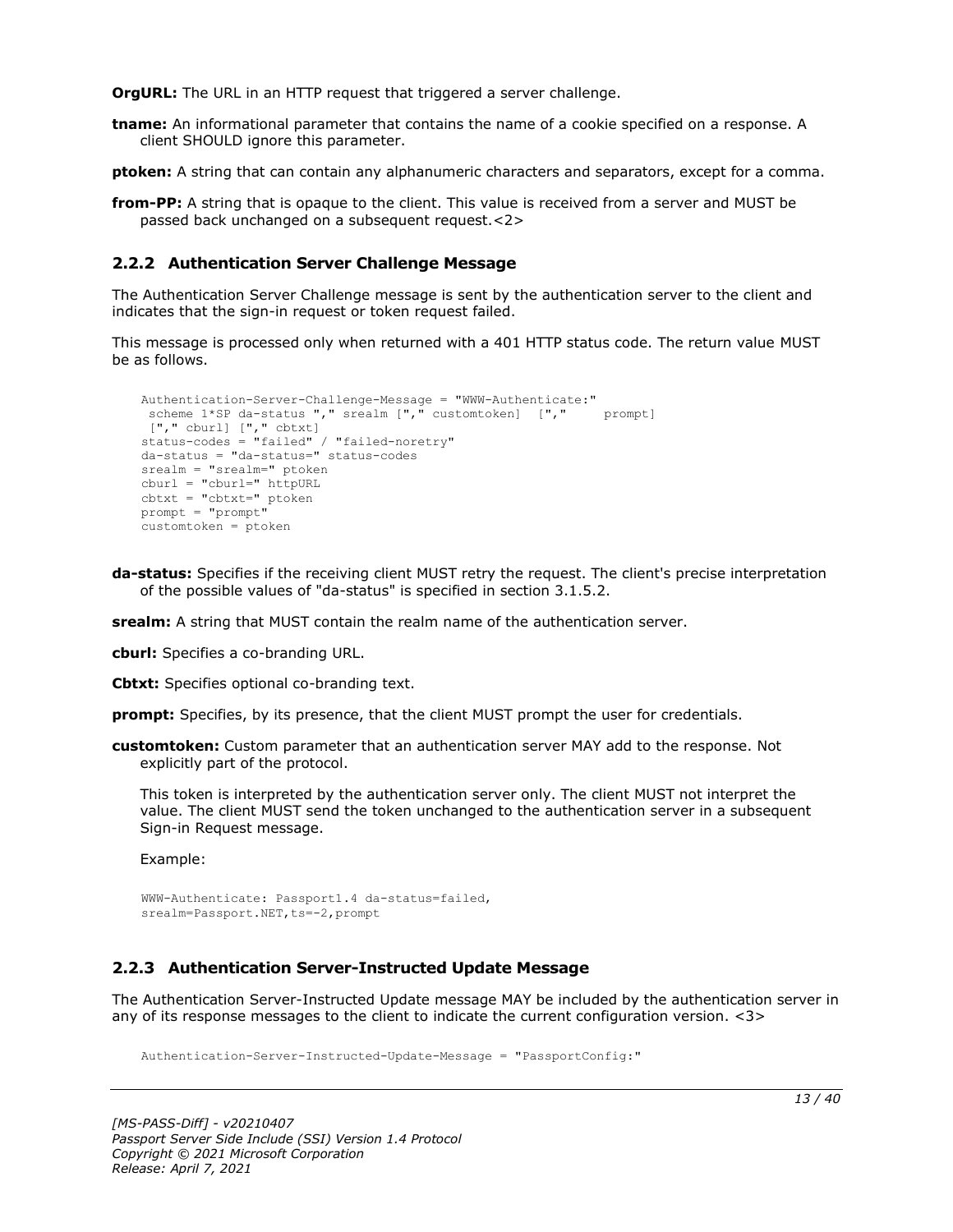**OrgURL:** The URL in an HTTP request that triggered a server challenge.

**tname:** An informational parameter that contains the name of a cookie specified on a response. A client SHOULD ignore this parameter.

**ptoken:** A string that can contain any alphanumeric characters and separators, except for a comma.

**from-PP:** A string that is opaque to the client. This value is received from a server and MUST be passed back unchanged on a subsequent request.<2>

### 2.2.2 Authentication Server Challenge Message

The Authentication Server Challenge message is sent by the authentication server to the client and indicates that the sign-in request or token request failed.

This message is processed only when returned with a 401 HTTP status code. The return value MUST be as follows.

```
Authentication-Server-Challenge-Message = "WWW-Authenticate:"
 scheme 1*SP da-status "," srealm ["," customtoken]  [","     prompt]
 ["," cburl] ["," cbtxt]
status-codes = "failed" / "failed-noretry"
da-status = "da-status=" status-codes
srealm = "srealm=" ptoken
cburl = "cburl=" httpURL
cbtxt = "cbtxt=" ptoken
prompt = "prompt"
customtoken = ptoken
```

**da-status:** Specifies if the receiving client MUST retry the request. The client's precise interpretation of the possible values of "da-status" is specified in section 3.1.5.2.

**srealm:** A string that MUST contain the realm name of the authentication server.

**cburl:** Specifies a co-branding URL.

**Cbtxt:** Specifies optional co-branding text.

**prompt:** Specifies, by its presence, that the client MUST prompt the user for credentials.

**customtoken:** Custom parameter that an authentication server MAY add to the response. Not explicitly part of the protocol.

This token is interpreted by the authentication server only. The client MUST not interpret the value. The client MUST send the token unchanged to the authentication server in a subsequent Sign-in Request message.

Example:

```
WWW-Authenticate: Passport1.4 da-status=failed,
srealm=Passport.NET,ts=-2,prompt
```

### 2.2.3 Authentication Server-Instructed Update Message

The Authentication Server-Instructed Update message MAY be included by the authentication server in any of its response messages to the client to indicate the current configuration version. <3>

```
Authentication-Server-Instructed-Update-Message = "PassportConfig:"
```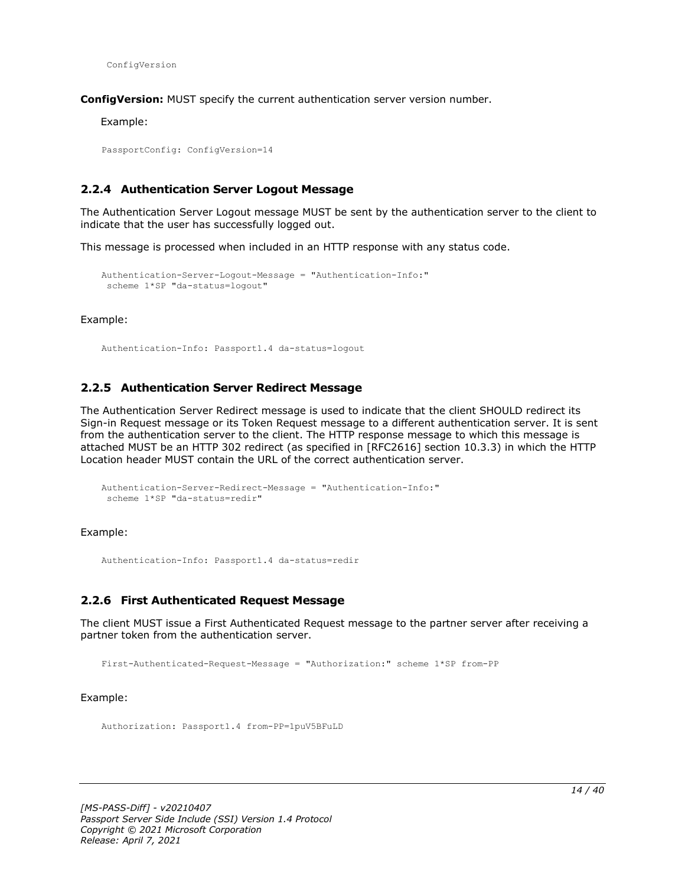```
ConfigVersion
```

**ConfigVersion:** MUST specify the current authentication server version number.

Example:

```
PassportConfig: ConfigVersion=14
```

### 2.2.4 Authentication Server Logout Message

The Authentication Server Logout message MUST be sent by the authentication server to the client to indicate that the user has successfully logged out.

This message is processed when included in an HTTP response with any status code.

```
Authentication-Server-Logout-Message = "Authentication-Info:"
 scheme 1*SP "da-status=logout"
```

Example:

```
Authentication-Info: Passport1.4 da-status=logout
```

### 2.2.5 Authentication Server Redirect Message

The Authentication Server Redirect message is used to indicate that the client SHOULD redirect its Sign-in Request message or its Token Request message to a different authentication server. It is sent from the authentication server to the client. The HTTP response message to which this message is attached MUST be an HTTP 302 redirect (as specified in [RFC2616] section 10.3.3) in which the HTTP Location header MUST contain the URL of the correct authentication server.

```
Authentication-Server-Redirect-Message = "Authentication-Info:"
 scheme 1*SP "da-status=redir"
```

Example:

```
Authentication-Info: Passport1.4 da-status=redir
```

### 2.2.6 First Authenticated Request Message

The client MUST issue a First Authenticated Request message to the partner server after receiving a partner token from the authentication server.

```
First-Authenticated-Request-Message = "Authorization:" scheme 1*SP from-PP
```

Example:

```
Authorization: Passport1.4 from-PP=1puV5BFuLD
```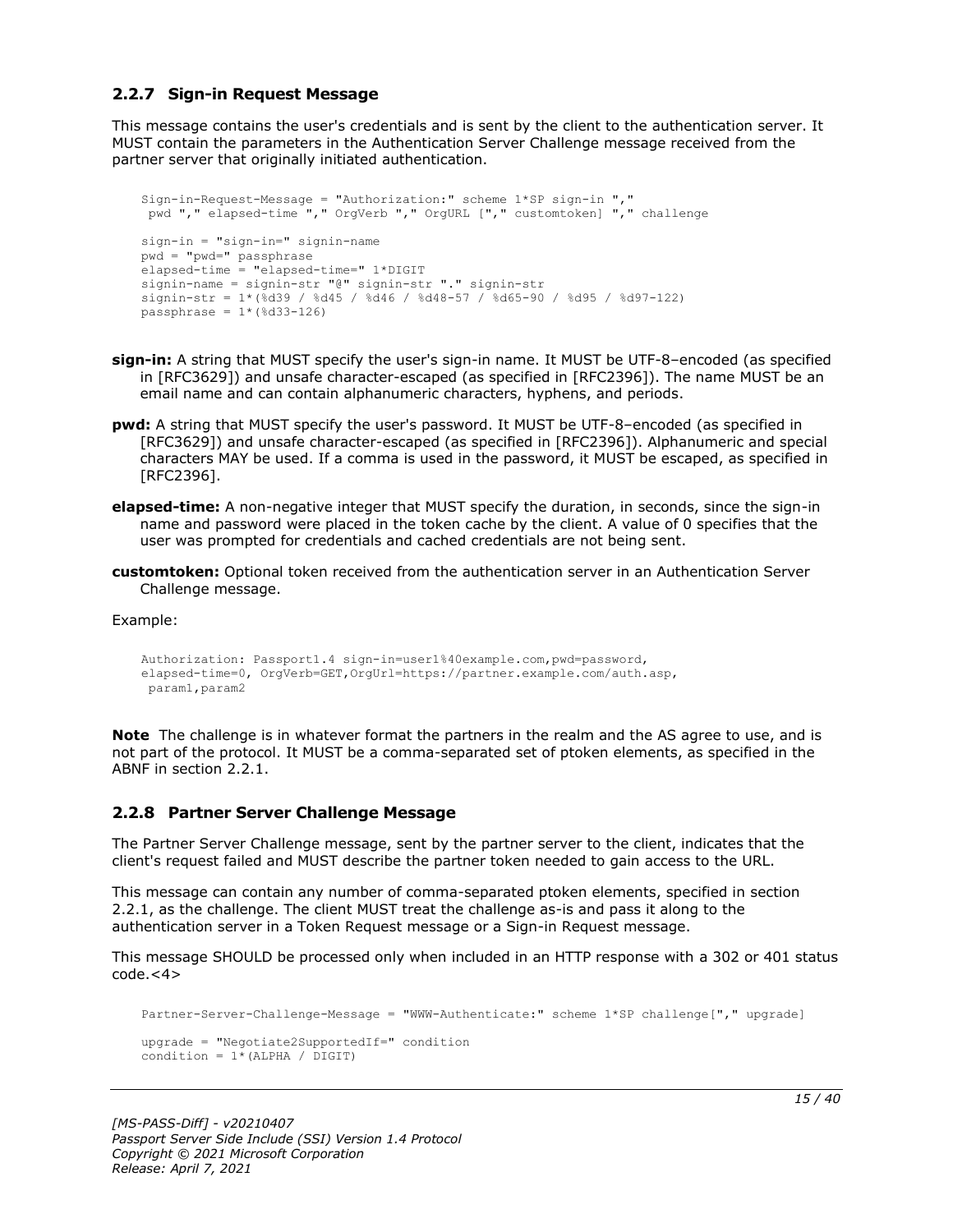### 2.2.7 Sign-in Request Message

This message contains the user's credentials and is sent by the client to the authentication server. It MUST contain the parameters in the Authentication Server Challenge message received from the partner server that originally initiated authentication.

```
Sign-in-Request-Message = "Authorization:" scheme 1*SP sign-in ","
 pwd "," elapsed-time "," OrgVerb "," OrgURL ["," customtoken] "," challenge

sign-in = "sign-in=" signin-name
pwd = "pwd=" passphrase
elapsed-time = "elapsed-time=" 1*DIGIT
signin-name = signin-str "@" signin-str "." signin-str
signin-str = 1*(%d39 / %d45 / %d46 / %d48-57 / %d65-90 / %d95 / %d97-122)
passphrase = 1*(%d33-126)
```

**sign-in:** A string that MUST specify the user's sign-in name. It MUST be UTF-8–encoded (as specified in [RFC3629]) and unsafe character-escaped (as specified in [RFC2396]). The name MUST be an email name and can contain alphanumeric characters, hyphens, and periods.

**pwd:** A string that MUST specify the user's password. It MUST be UTF-8–encoded (as specified in [RFC3629]) and unsafe character-escaped (as specified in [RFC2396]). Alphanumeric and special characters MAY be used. If a comma is used in the password, it MUST be escaped, as specified in [RFC2396].

**elapsed-time:** A non-negative integer that MUST specify the duration, in seconds, since the sign-in name and password were placed in the token cache by the client. A value of 0 specifies that the user was prompted for credentials and cached credentials are not being sent.

**customtoken:** Optional token received from the authentication server in an Authentication Server Challenge message.

Example:

```
Authorization: Passport1.4 sign-in=user1%40example.com,pwd=password,
elapsed-time=0, OrgVerb=GET,OrgUrl=https://partner.example.com/auth.asp,
 param1,param2
```

**Note** The challenge is in whatever format the partners in the realm and the AS agree to use, and is not part of the protocol. It MUST be a comma-separated set of ptoken elements, as specified in the ABNF in section 2.2.1.

### 2.2.8 Partner Server Challenge Message

The Partner Server Challenge message, sent by the partner server to the client, indicates that the client's request failed and MUST describe the partner token needed to gain access to the URL.

This message can contain any number of comma-separated ptoken elements, specified in section 2.2.1, as the challenge. The client MUST treat the challenge as-is and pass it along to the authentication server in a Token Request message or a Sign-in Request message.

This message SHOULD be processed only when included in an HTTP response with a 302 or 401 status code.<4>

```
Partner-Server-Challenge-Message = "WWW-Authenticate:" scheme 1*SP challenge["," upgrade]

upgrade = "Negotiate2SupportedIf=" condition
condition = 1*(ALPHA / DIGIT)
```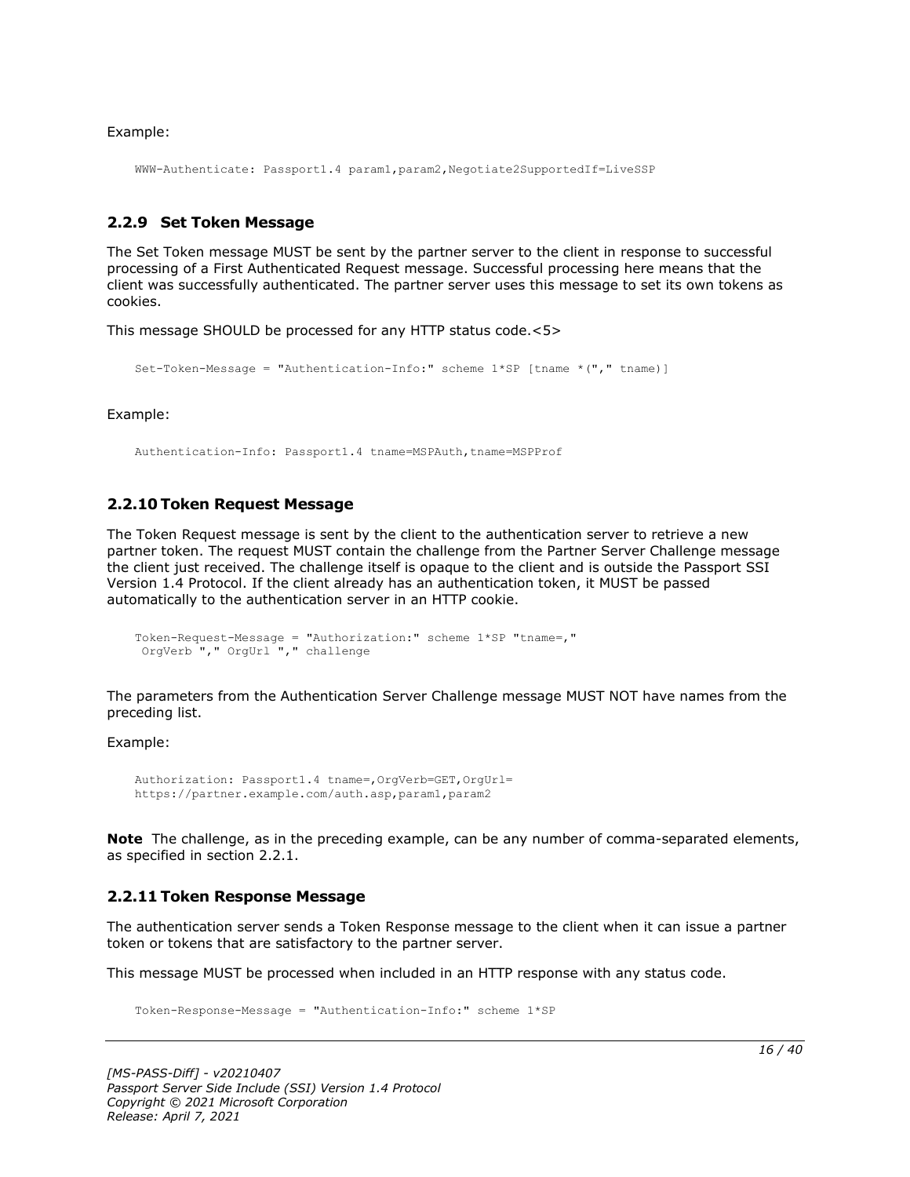Example:

```
WWW-Authenticate: Passport1.4 param1,param2,Negotiate2SupportedIf=LiveSSP
```

### 2.2.9 Set Token Message

The Set Token message MUST be sent by the partner server to the client in response to successful processing of a First Authenticated Request message. Successful processing here means that the client was successfully authenticated. The partner server uses this message to set its own tokens as cookies.

This message SHOULD be processed for any HTTP status code.<5>

```
Set-Token-Message = "Authentication-Info:" scheme 1*SP [tname *("," tname)]
```

Example:

```
Authentication-Info: Passport1.4 tname=MSPAuth,tname=MSPProf
```

### 2.2.10 Token Request Message

The Token Request message is sent by the client to the authentication server to retrieve a new partner token. The request MUST contain the challenge from the Partner Server Challenge message the client just received. The challenge itself is opaque to the client and is outside the Passport SSI Version 1.4 Protocol. If the client already has an authentication token, it MUST be passed automatically to the authentication server in an HTTP cookie.

```
Token-Request-Message = "Authorization:" scheme 1*SP "tname=,"
 OrgVerb "," OrgUrl "," challenge
```

The parameters from the Authentication Server Challenge message MUST NOT have names from the preceding list.

Example:

```
Authorization: Passport1.4 tname=,OrgVerb=GET,OrgUrl=
https://partner.example.com/auth.asp,param1,param2
```

**Note** The challenge, as in the preceding example, can be any number of comma-separated elements, as specified in section 2.2.1.

### 2.2.11 Token Response Message

The authentication server sends a Token Response message to the client when it can issue a partner token or tokens that are satisfactory to the partner server.

This message MUST be processed when included in an HTTP response with any status code.

```
Token-Response-Message = "Authentication-Info:" scheme 1*SP
```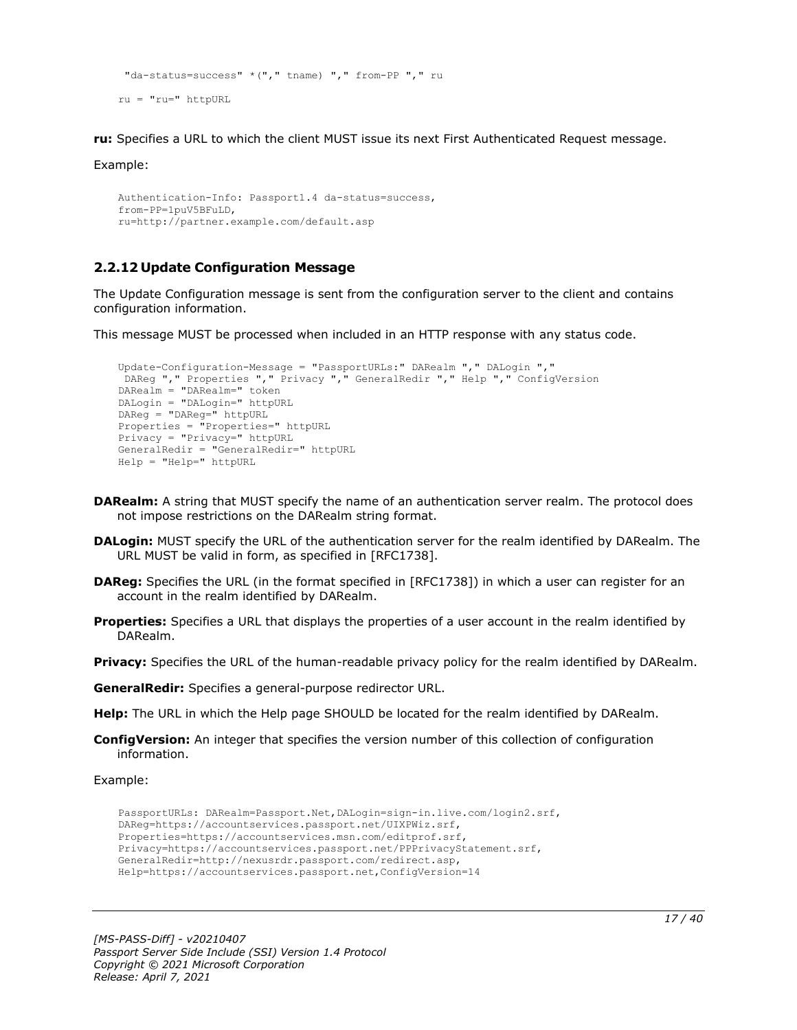```
 "da-status=success" *("," tname) "," from-PP "," ru

ru = "ru=" httpURL
```

**ru:** Specifies a URL to which the client MUST issue its next First Authenticated Request message.

Example:

```
Authentication-Info: Passport1.4 da-status=success,
from-PP=1puV5BFuLD,
ru=http://partner.example.com/default.asp
```

### 2.2.12 Update Configuration Message

The Update Configuration message is sent from the configuration server to the client and contains configuration information.

This message MUST be processed when included in an HTTP response with any status code.

```
Update-Configuration-Message = "PassportURLs:" DARealm "," DALogin ","
 DAReg "," Properties "," Privacy "," GeneralRedir "," Help "," ConfigVersion
DARealm = "DARealm=" token
DALogin = "DALogin=" httpURL
DAReg = "DAReg=" httpURL
Properties = "Properties=" httpURL
Privacy = "Privacy=" httpURL
GeneralRedir = "GeneralRedir=" httpURL
Help = "Help=" httpURL
```

**DARealm:** A string that MUST specify the name of an authentication server realm. The protocol does not impose restrictions on the DARealm string format.

**DALogin:** MUST specify the URL of the authentication server for the realm identified by DARealm. The URL MUST be valid in form, as specified in [RFC1738].

**DAReg:** Specifies the URL (in the format specified in [RFC1738]) in which a user can register for an account in the realm identified by DARealm.

**Properties:** Specifies a URL that displays the properties of a user account in the realm identified by DARealm.

**Privacy:** Specifies the URL of the human-readable privacy policy for the realm identified by DARealm.

**GeneralRedir:** Specifies a general-purpose redirector URL.

**Help:** The URL in which the Help page SHOULD be located for the realm identified by DARealm.

**ConfigVersion:** An integer that specifies the version number of this collection of configuration information.

Example:

```
PassportURLs: DARealm=Passport.Net,DALogin=sign-in.live.com/login2.srf,
DAReg=https://accountservices.passport.net/UIXPWiz.srf,
Properties=https://accountservices.msn.com/editprof.srf,
Privacy=https://accountservices.passport.net/PPPrivacyStatement.srf,
GeneralRedir=http://nexusrdr.passport.com/redirect.asp,
Help=https://accountservices.passport.net,ConfigVersion=14
```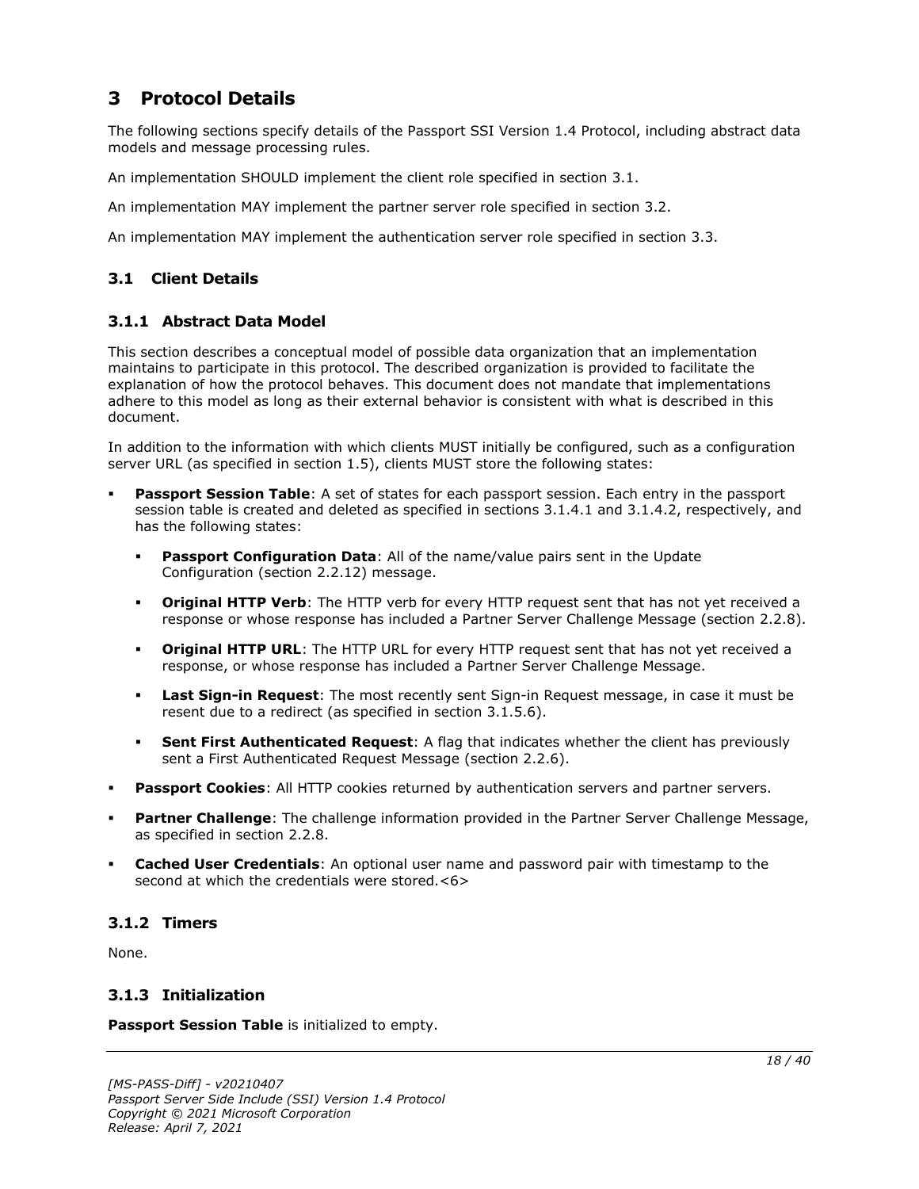# 3 Protocol Details

The following sections specify details of the Passport SSI Version 1.4 Protocol, including abstract data models and message processing rules.

An implementation SHOULD implement the client role specified in section 3.1.

An implementation MAY implement the partner server role specified in section 3.2.

An implementation MAY implement the authentication server role specified in section 3.3.

## 3.1 Client Details

### 3.1.1 Abstract Data Model

This section describes a conceptual model of possible data organization that an implementation maintains to participate in this protocol. The described organization is provided to facilitate the explanation of how the protocol behaves. This document does not mandate that implementations adhere to this model as long as their external behavior is consistent with what is described in this document.

In addition to the information with which clients MUST initially be configured, such as a configuration server URL (as specified in section 1.5), clients MUST store the following states:

- **Passport Session Table**: A set of states for each passport session. Each entry in the passport session table is created and deleted as specified in sections 3.1.4.1 and 3.1.4.2, respectively, and has the following states:
  - **Passport Configuration Data**: All of the name/value pairs sent in the Update Configuration (section 2.2.12) message.
  - **Original HTTP Verb**: The HTTP verb for every HTTP request sent that has not yet received a response or whose response has included a Partner Server Challenge Message (section 2.2.8).
  - **Original HTTP URL**: The HTTP URL for every HTTP request sent that has not yet received a response, or whose response has included a Partner Server Challenge Message.
  - **Last Sign-in Request**: The most recently sent Sign-in Request message, in case it must be resent due to a redirect (as specified in section 3.1.5.6).
  - **Sent First Authenticated Request**: A flag that indicates whether the client has previously sent a First Authenticated Request Message (section 2.2.6).
- **Passport Cookies**: All HTTP cookies returned by authentication servers and partner servers.
- **Partner Challenge**: The challenge information provided in the Partner Server Challenge Message, as specified in section 2.2.8.
- **Cached User Credentials**: An optional user name and password pair with timestamp to the second at which the credentials were stored.<6>

### 3.1.2 Timers

None.

### 3.1.3 Initialization

**Passport Session Table** is initialized to empty.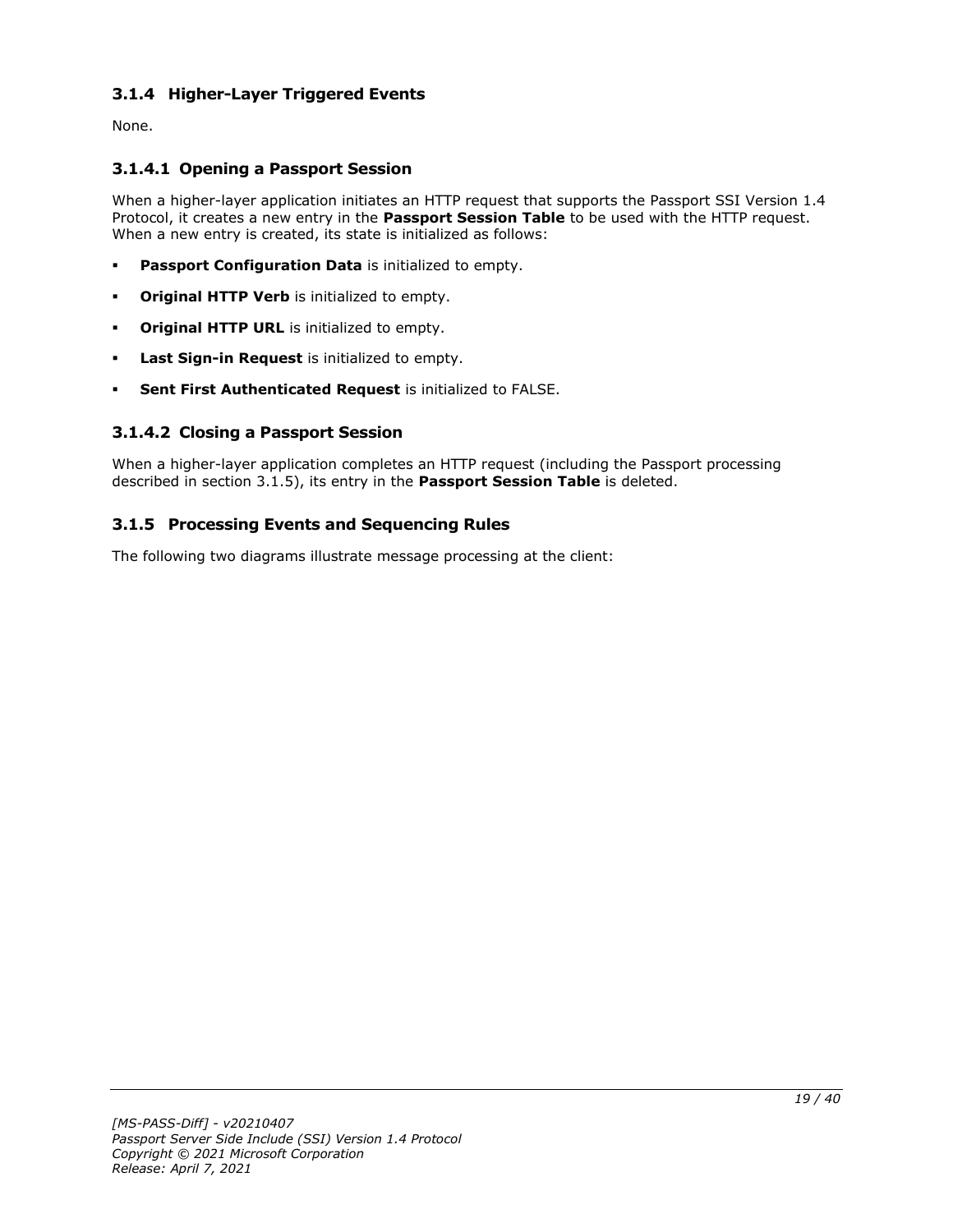### 3.1.4 Higher-Layer Triggered Events

None.

#### 3.1.4.1 Opening a Passport Session

When a higher-layer application initiates an HTTP request that supports the Passport SSI Version 1.4 Protocol, it creates a new entry in the **Passport Session Table** to be used with the HTTP request. When a new entry is created, its state is initialized as follows:

- **Passport Configuration Data** is initialized to empty.
- **Original HTTP Verb** is initialized to empty.
- **Original HTTP URL** is initialized to empty.
- **Last Sign-in Request** is initialized to empty.
- **Sent First Authenticated Request** is initialized to FALSE.

#### 3.1.4.2 Closing a Passport Session

When a higher-layer application completes an HTTP request (including the Passport processing described in section 3.1.5), its entry in the **Passport Session Table** is deleted.

### 3.1.5 Processing Events and Sequencing Rules

The following two diagrams illustrate message processing at the client: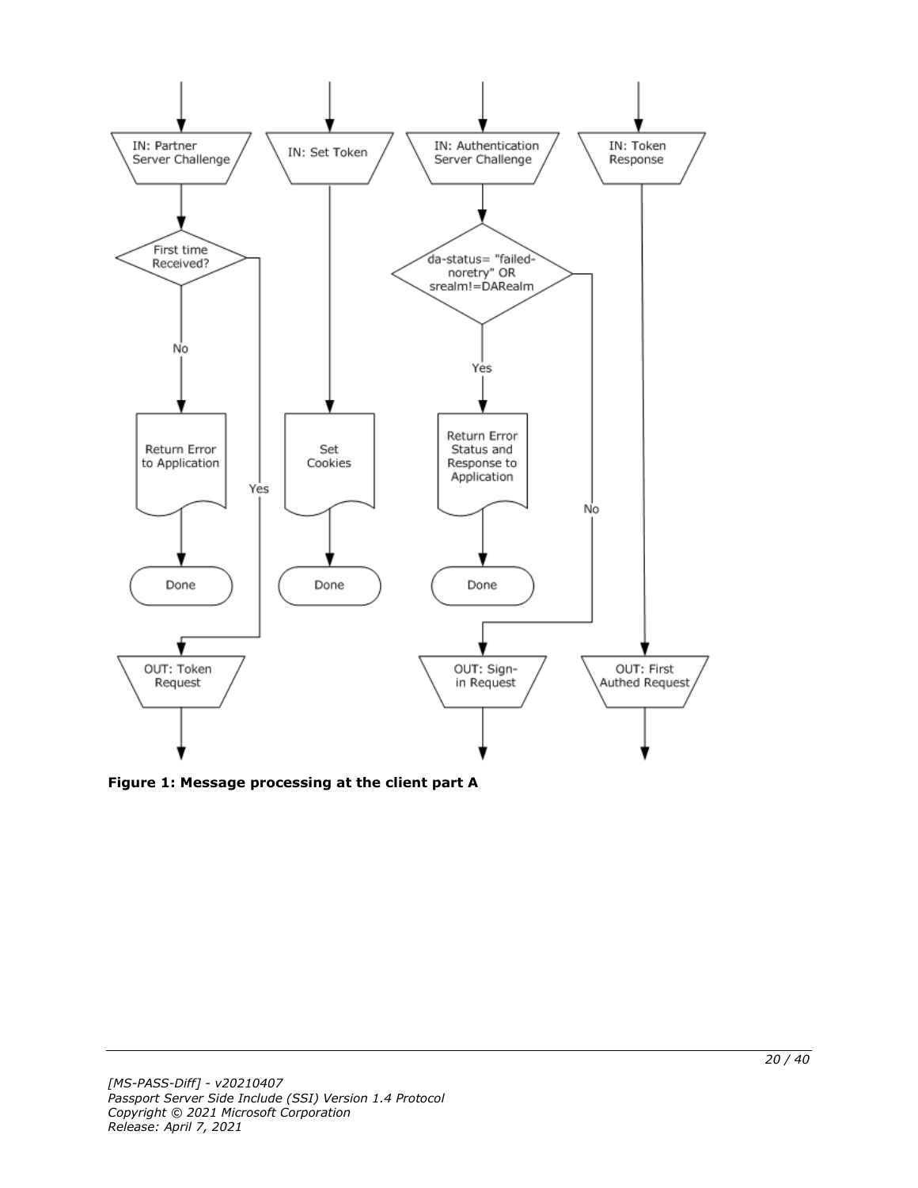**Figure 1: Message processing at the client part A**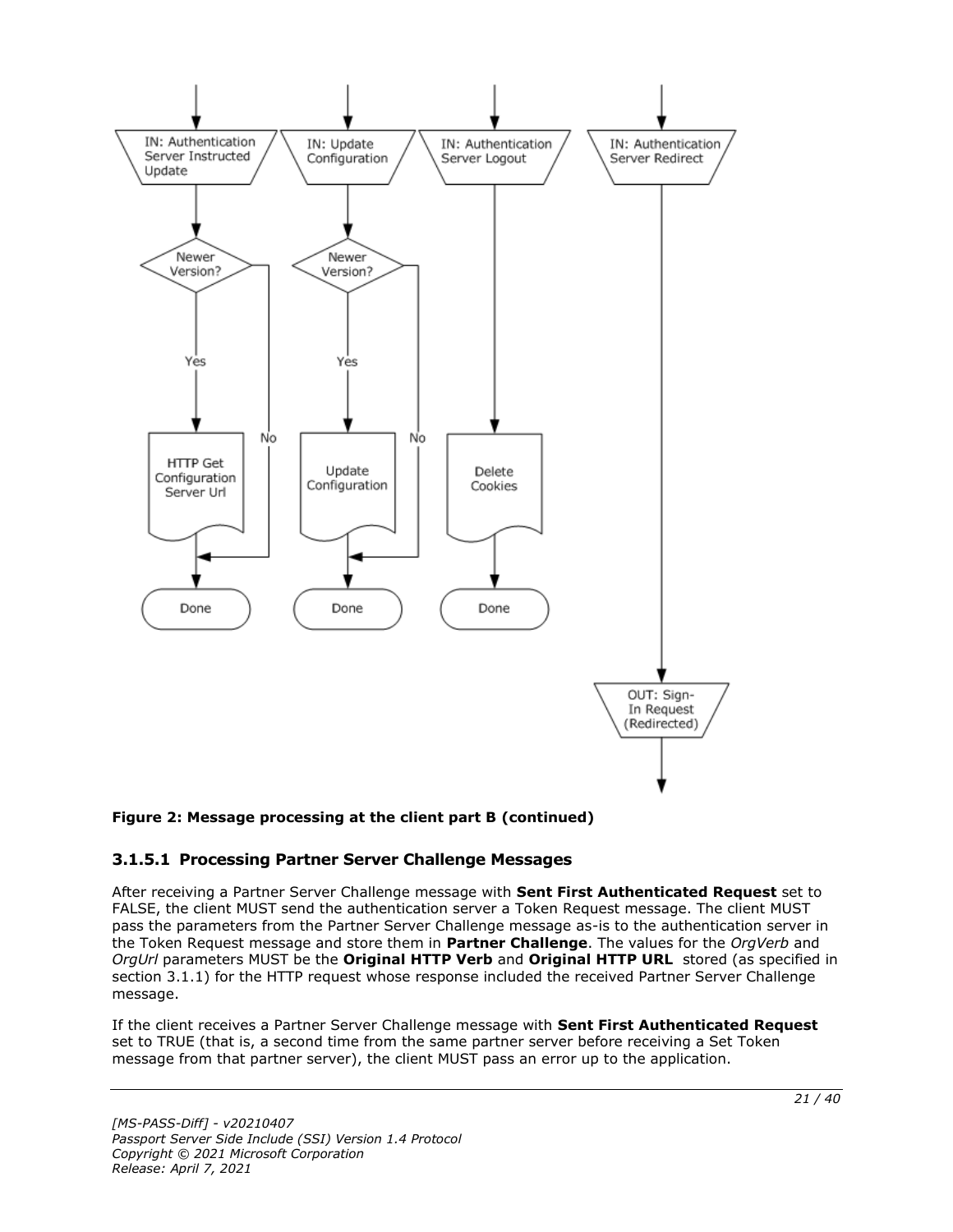**Figure 2: Message processing at the client part B (continued)**

### 3.1.5.1 Processing Partner Server Challenge Messages

After receiving a Partner Server Challenge message with **Sent First Authenticated Request** set to FALSE, the client MUST send the authentication server a Token Request message. The client MUST pass the parameters from the Partner Server Challenge message as-is to the authentication server in the Token Request message and store them in **Partner Challenge**. The values for the *OrgVerb* and *OrgUrl* parameters MUST be the **Original HTTP Verb** and **Original HTTP URL** stored (as specified in section 3.1.1) for the HTTP request whose response included the received Partner Server Challenge message.

If the client receives a Partner Server Challenge message with **Sent First Authenticated Request** set to TRUE (that is, a second time from the same partner server before receiving a Set Token message from that partner server), the client MUST pass an error up to the application.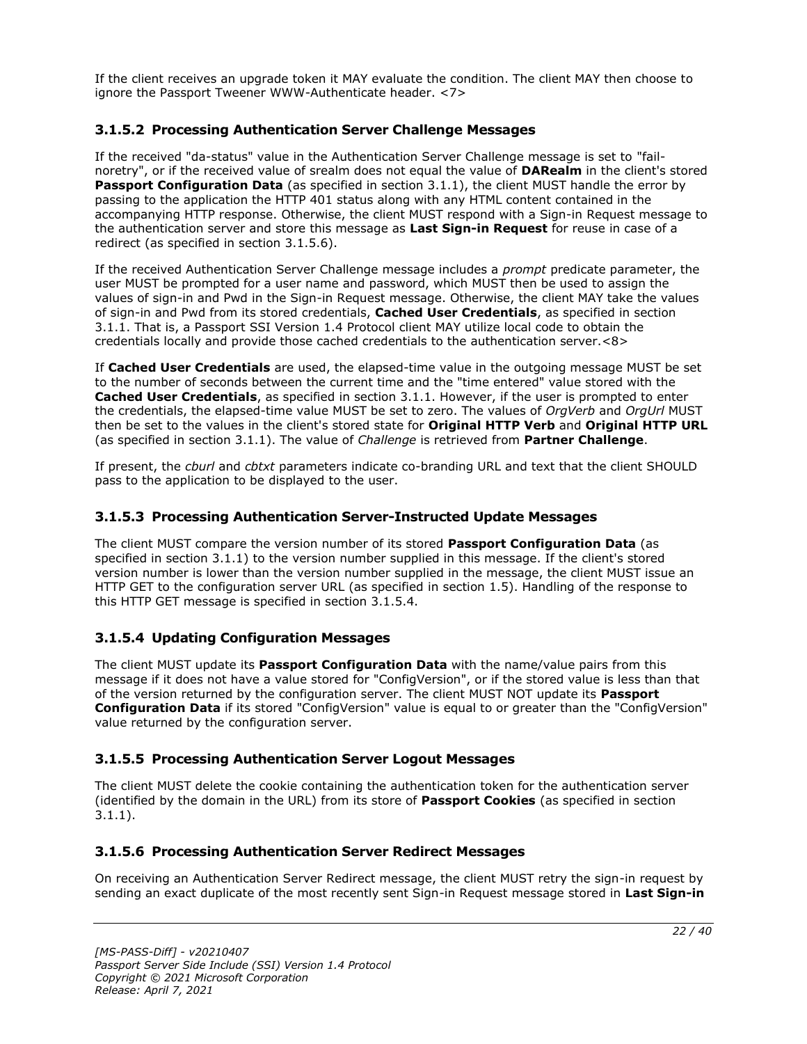If the client receives an upgrade token it MAY evaluate the condition. The client MAY then choose to ignore the Passport Tweener WWW-Authenticate header. <7>

### 3.1.5.2 Processing Authentication Server Challenge Messages

If the received "da-status" value in the Authentication Server Challenge message is set to "fail-noretry", or if the received value of srealm does not equal the value of **DARealm** in the client's stored **Passport Configuration Data** (as specified in section 3.1.1), the client MUST handle the error by passing to the application the HTTP 401 status along with any HTML content contained in the accompanying HTTP response. Otherwise, the client MUST respond with a Sign-in Request message to the authentication server and store this message as **Last Sign-in Request** for reuse in case of a redirect (as specified in section 3.1.5.6).

If the received Authentication Server Challenge message includes a *prompt* predicate parameter, the user MUST be prompted for a user name and password, which MUST then be used to assign the values of sign-in and Pwd in the Sign-in Request message. Otherwise, the client MAY take the values of sign-in and Pwd from its stored credentials, **Cached User Credentials**, as specified in section 3.1.1. That is, a Passport SSI Version 1.4 Protocol client MAY utilize local code to obtain the credentials locally and provide those cached credentials to the authentication server.<8>

If **Cached User Credentials** are used, the elapsed-time value in the outgoing message MUST be set to the number of seconds between the current time and the "time entered" value stored with the **Cached User Credentials**, as specified in section 3.1.1. However, if the user is prompted to enter the credentials, the elapsed-time value MUST be set to zero. The values of *OrgVerb* and *OrgUrl* MUST then be set to the values in the client's stored state for **Original HTTP Verb** and **Original HTTP URL** (as specified in section 3.1.1). The value of *Challenge* is retrieved from **Partner Challenge**.

If present, the *cburl* and *cbtxt* parameters indicate co-branding URL and text that the client SHOULD pass to the application to be displayed to the user.

### 3.1.5.3 Processing Authentication Server-Instructed Update Messages

The client MUST compare the version number of its stored **Passport Configuration Data** (as specified in section 3.1.1) to the version number supplied in this message. If the client's stored version number is lower than the version number supplied in the message, the client MUST issue an HTTP GET to the configuration server URL (as specified in section 1.5). Handling of the response to this HTTP GET message is specified in section 3.1.5.4.

### 3.1.5.4 Updating Configuration Messages

The client MUST update its **Passport Configuration Data** with the name/value pairs from this message if it does not have a value stored for "ConfigVersion", or if the stored value is less than that of the version returned by the configuration server. The client MUST NOT update its **Passport Configuration Data** if its stored "ConfigVersion" value is equal to or greater than the "ConfigVersion" value returned by the configuration server.

### 3.1.5.5 Processing Authentication Server Logout Messages

The client MUST delete the cookie containing the authentication token for the authentication server (identified by the domain in the URL) from its store of **Passport Cookies** (as specified in section 3.1.1).

### 3.1.5.6 Processing Authentication Server Redirect Messages

On receiving an Authentication Server Redirect message, the client MUST retry the sign-in request by sending an exact duplicate of the most recently sent Sign-in Request message stored in **Last Sign-in**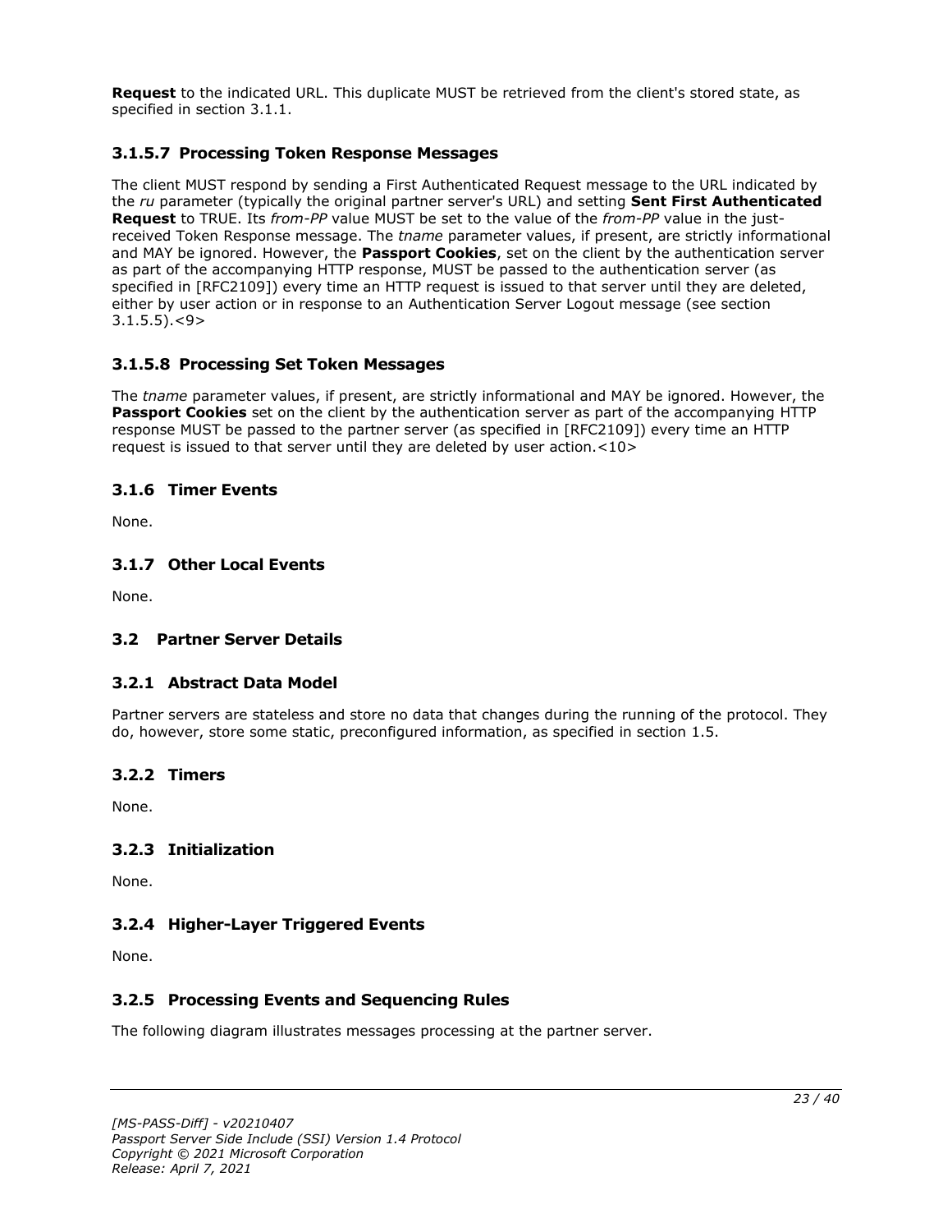**Request** to the indicated URL. This duplicate MUST be retrieved from the client's stored state, as specified in section 3.1.1.

### 3.1.5.7 Processing Token Response Messages

The client MUST respond by sending a First Authenticated Request message to the URL indicated by the *ru* parameter (typically the original partner server's URL) and setting **Sent First Authenticated Request** to TRUE. Its *from-PP* value MUST be set to the value of the *from-PP* value in the just-received Token Response message. The *tname* parameter values, if present, are strictly informational and MAY be ignored. However, the **Passport Cookies**, set on the client by the authentication server as part of the accompanying HTTP response, MUST be passed to the authentication server (as specified in [RFC2109]) every time an HTTP request is issued to that server until they are deleted, either by user action or in response to an Authentication Server Logout message (see section 3.1.5.5).<9>

### 3.1.5.8 Processing Set Token Messages

The *tname* parameter values, if present, are strictly informational and MAY be ignored. However, the **Passport Cookies** set on the client by the authentication server as part of the accompanying HTTP response MUST be passed to the partner server (as specified in [RFC2109]) every time an HTTP request is issued to that server until they are deleted by user action.<10>

### 3.1.6 Timer Events

None.

### 3.1.7 Other Local Events

None.

## 3.2 Partner Server Details

### 3.2.1 Abstract Data Model

Partner servers are stateless and store no data that changes during the running of the protocol. They do, however, store some static, preconfigured information, as specified in section 1.5.

### 3.2.2 Timers

None.

### 3.2.3 Initialization

None.

### 3.2.4 Higher-Layer Triggered Events

None.

### 3.2.5 Processing Events and Sequencing Rules

The following diagram illustrates messages processing at the partner server.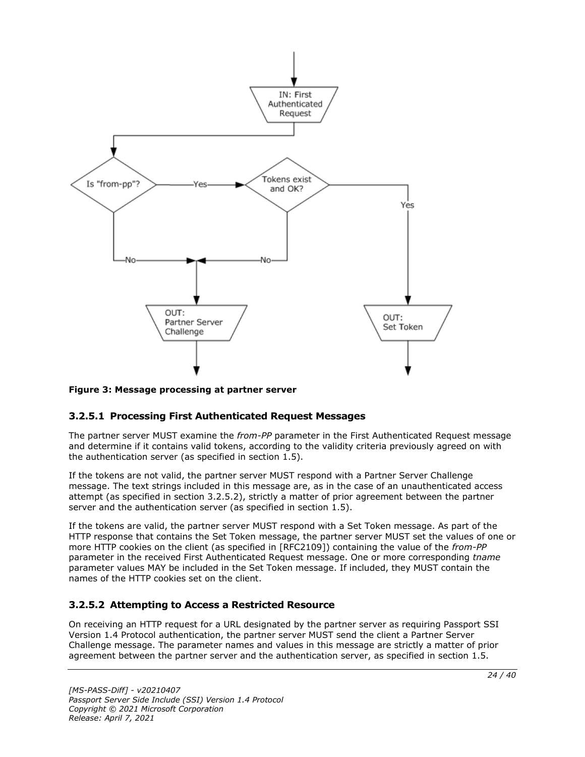**Figure 3: Message processing at partner server**

### 3.2.5.1 Processing First Authenticated Request Messages

The partner server MUST examine the *from-PP* parameter in the First Authenticated Request message and determine if it contains valid tokens, according to the validity criteria previously agreed on with the authentication server (as specified in section 1.5).

If the tokens are not valid, the partner server MUST respond with a Partner Server Challenge message. The text strings included in this message are, as in the case of an unauthenticated access attempt (as specified in section 3.2.5.2), strictly a matter of prior agreement between the partner server and the authentication server (as specified in section 1.5).

If the tokens are valid, the partner server MUST respond with a Set Token message. As part of the HTTP response that contains the Set Token message, the partner server MUST set the values of one or more HTTP cookies on the client (as specified in [RFC2109]) containing the value of the *from-PP* parameter in the received First Authenticated Request message. One or more corresponding *tname* parameter values MAY be included in the Set Token message. If included, they MUST contain the names of the HTTP cookies set on the client.

### 3.2.5.2 Attempting to Access a Restricted Resource

On receiving an HTTP request for a URL designated by the partner server as requiring Passport SSI Version 1.4 Protocol authentication, the partner server MUST send the client a Partner Server Challenge message. The parameter names and values in this message are strictly a matter of prior agreement between the partner server and the authentication server, as specified in section 1.5.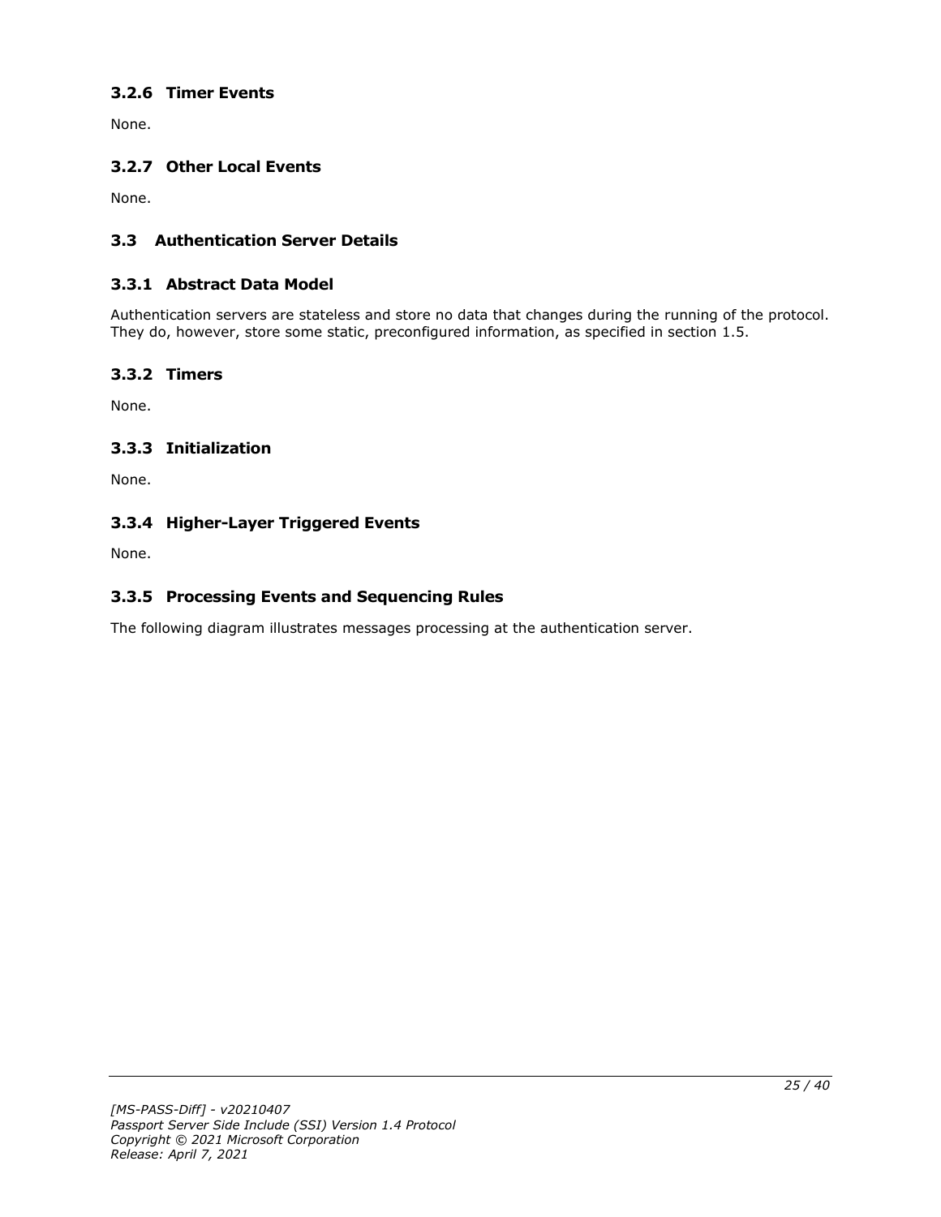### 3.2.6 Timer Events

None.

### 3.2.7 Other Local Events

None.

## 3.3 Authentication Server Details

### 3.3.1 Abstract Data Model

Authentication servers are stateless and store no data that changes during the running of the protocol. They do, however, store some static, preconfigured information, as specified in section 1.5.

### 3.3.2 Timers

None.

### 3.3.3 Initialization

None.

### 3.3.4 Higher-Layer Triggered Events

None.

### 3.3.5 Processing Events and Sequencing Rules

The following diagram illustrates messages processing at the authentication server.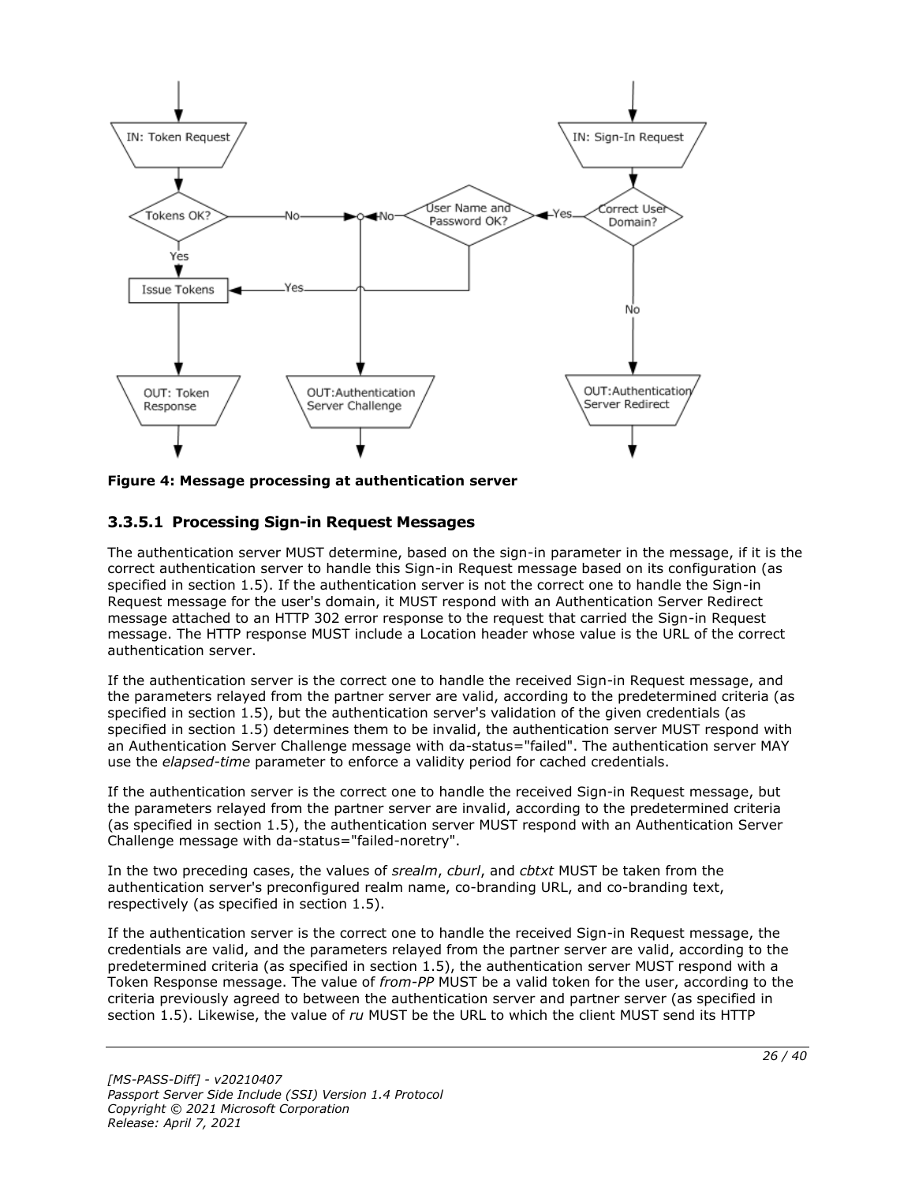**Figure 4: Message processing at authentication server**

### 3.3.5.1 Processing Sign-in Request Messages

The authentication server MUST determine, based on the sign-in parameter in the message, if it is the correct authentication server to handle this Sign-in Request message based on its configuration (as specified in section 1.5). If the authentication server is not the correct one to handle the Sign-in Request message for the user's domain, it MUST respond with an Authentication Server Redirect message attached to an HTTP 302 error response to the request that carried the Sign-in Request message. The HTTP response MUST include a Location header whose value is the URL of the correct authentication server.

If the authentication server is the correct one to handle the received Sign-in Request message, and the parameters relayed from the partner server are valid, according to the predetermined criteria (as specified in section 1.5), but the authentication server's validation of the given credentials (as specified in section 1.5) determines them to be invalid, the authentication server MUST respond with an Authentication Server Challenge message with da-status="failed". The authentication server MAY use the *elapsed-time* parameter to enforce a validity period for cached credentials.

If the authentication server is the correct one to handle the received Sign-in Request message, but the parameters relayed from the partner server are invalid, according to the predetermined criteria (as specified in section 1.5), the authentication server MUST respond with an Authentication Server Challenge message with da-status="failed-noretry".

In the two preceding cases, the values of *srealm*, *cburl*, and *cbtxt* MUST be taken from the authentication server's preconfigured realm name, co-branding URL, and co-branding text, respectively (as specified in section 1.5).

If the authentication server is the correct one to handle the received Sign-in Request message, the credentials are valid, and the parameters relayed from the partner server are valid, according to the predetermined criteria (as specified in section 1.5), the authentication server MUST respond with a Token Response message. The value of *from-PP* MUST be a valid token for the user, according to the criteria previously agreed to between the authentication server and partner server (as specified in section 1.5). Likewise, the value of *ru* MUST be the URL to which the client MUST send its HTTP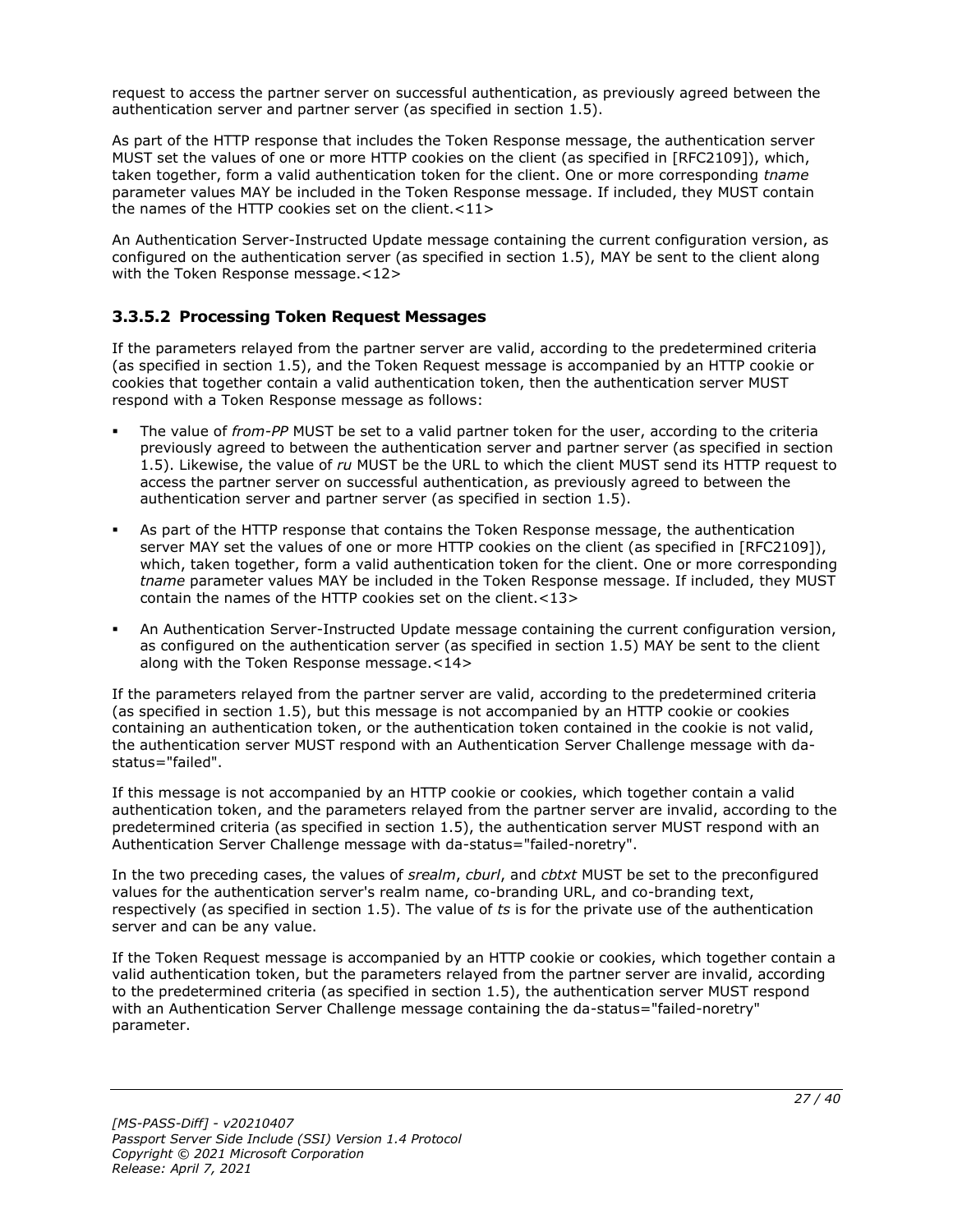request to access the partner server on successful authentication, as previously agreed between the authentication server and partner server (as specified in section 1.5).

As part of the HTTP response that includes the Token Response message, the authentication server MUST set the values of one or more HTTP cookies on the client (as specified in [RFC2109]), which, taken together, form a valid authentication token for the client. One or more corresponding *tname* parameter values MAY be included in the Token Response message. If included, they MUST contain the names of the HTTP cookies set on the client.<11>

An Authentication Server-Instructed Update message containing the current configuration version, as configured on the authentication server (as specified in section 1.5), MAY be sent to the client along with the Token Response message.<12>

### 3.3.5.2 Processing Token Request Messages

If the parameters relayed from the partner server are valid, according to the predetermined criteria (as specified in section 1.5), and the Token Request message is accompanied by an HTTP cookie or cookies that together contain a valid authentication token, then the authentication server MUST respond with a Token Response message as follows:

- The value of *from-PP* MUST be set to a valid partner token for the user, according to the criteria previously agreed to between the authentication server and partner server (as specified in section 1.5). Likewise, the value of *ru* MUST be the URL to which the client MUST send its HTTP request to access the partner server on successful authentication, as previously agreed to between the authentication server and partner server (as specified in section 1.5).
- As part of the HTTP response that contains the Token Response message, the authentication server MAY set the values of one or more HTTP cookies on the client (as specified in [RFC2109]), which, taken together, form a valid authentication token for the client. One or more corresponding *tname* parameter values MAY be included in the Token Response message. If included, they MUST contain the names of the HTTP cookies set on the client.<13>
- An Authentication Server-Instructed Update message containing the current configuration version, as configured on the authentication server (as specified in section 1.5) MAY be sent to the client along with the Token Response message.<14>

If the parameters relayed from the partner server are valid, according to the predetermined criteria (as specified in section 1.5), but this message is not accompanied by an HTTP cookie or cookies containing an authentication token, or the authentication token contained in the cookie is not valid, the authentication server MUST respond with an Authentication Server Challenge message with da-status="failed".

If this message is not accompanied by an HTTP cookie or cookies, which together contain a valid authentication token, and the parameters relayed from the partner server are invalid, according to the predetermined criteria (as specified in section 1.5), the authentication server MUST respond with an Authentication Server Challenge message with da-status="failed-noretry".

In the two preceding cases, the values of *srealm*, *cburl*, and *cbtxt* MUST be set to the preconfigured values for the authentication server's realm name, co-branding URL, and co-branding text, respectively (as specified in section 1.5). The value of *ts* is for the private use of the authentication server and can be any value.

If the Token Request message is accompanied by an HTTP cookie or cookies, which together contain a valid authentication token, but the parameters relayed from the partner server are invalid, according to the predetermined criteria (as specified in section 1.5), the authentication server MUST respond with an Authentication Server Challenge message containing the da-status="failed-noretry" parameter.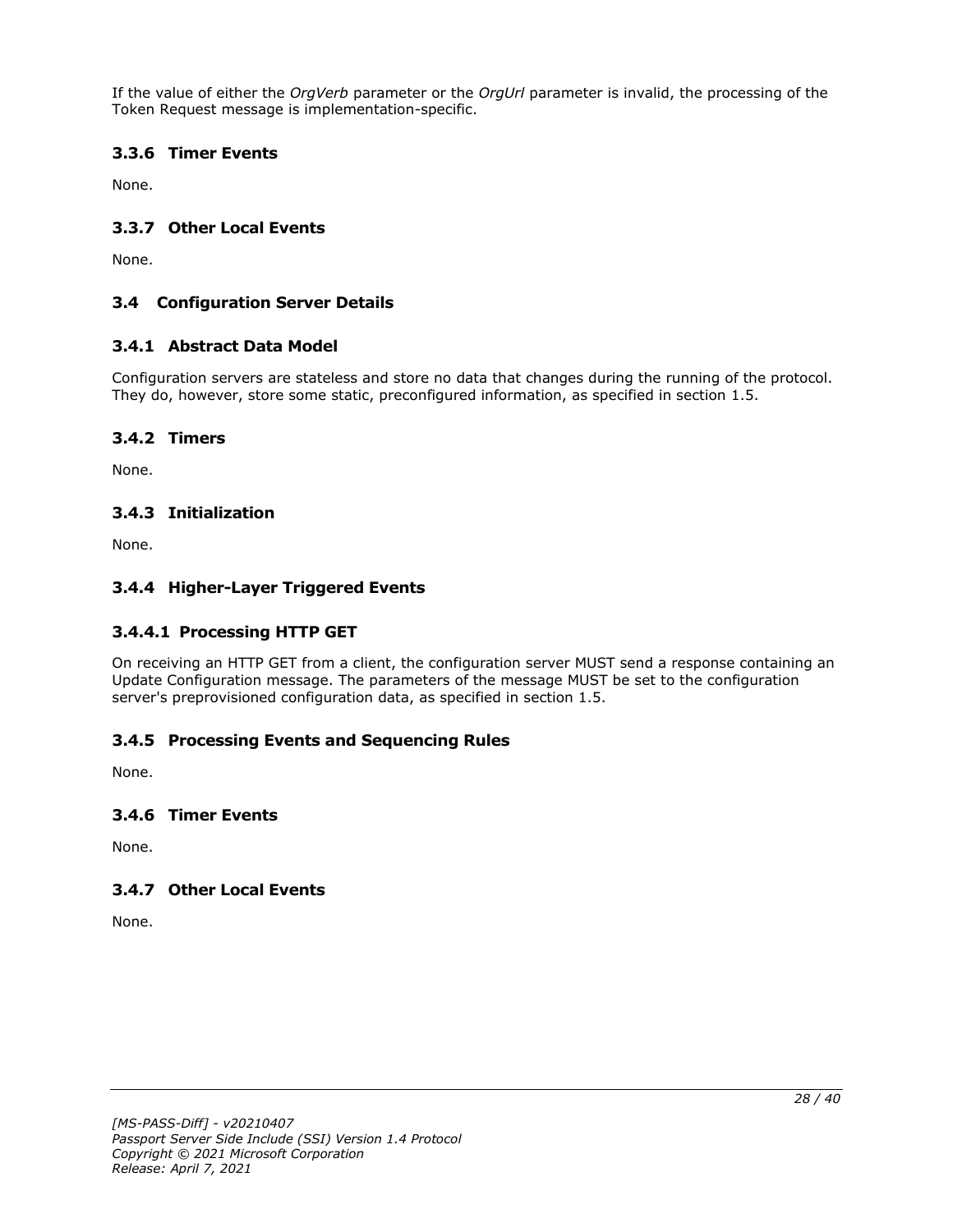If the value of either the *OrgVerb* parameter or the *OrgUrl* parameter is invalid, the processing of the Token Request message is implementation-specific.

### 3.3.6 Timer Events

None.

### 3.3.7 Other Local Events

None.

## 3.4 Configuration Server Details

### 3.4.1 Abstract Data Model

Configuration servers are stateless and store no data that changes during the running of the protocol. They do, however, store some static, preconfigured information, as specified in section 1.5.

### 3.4.2 Timers

None.

### 3.4.3 Initialization

None.

### 3.4.4 Higher-Layer Triggered Events

#### 3.4.4.1 Processing HTTP GET

On receiving an HTTP GET from a client, the configuration server MUST send a response containing an Update Configuration message. The parameters of the message MUST be set to the configuration server's preprovisioned configuration data, as specified in section 1.5.

### 3.4.5 Processing Events and Sequencing Rules

None.

### 3.4.6 Timer Events

None.

### 3.4.7 Other Local Events

None.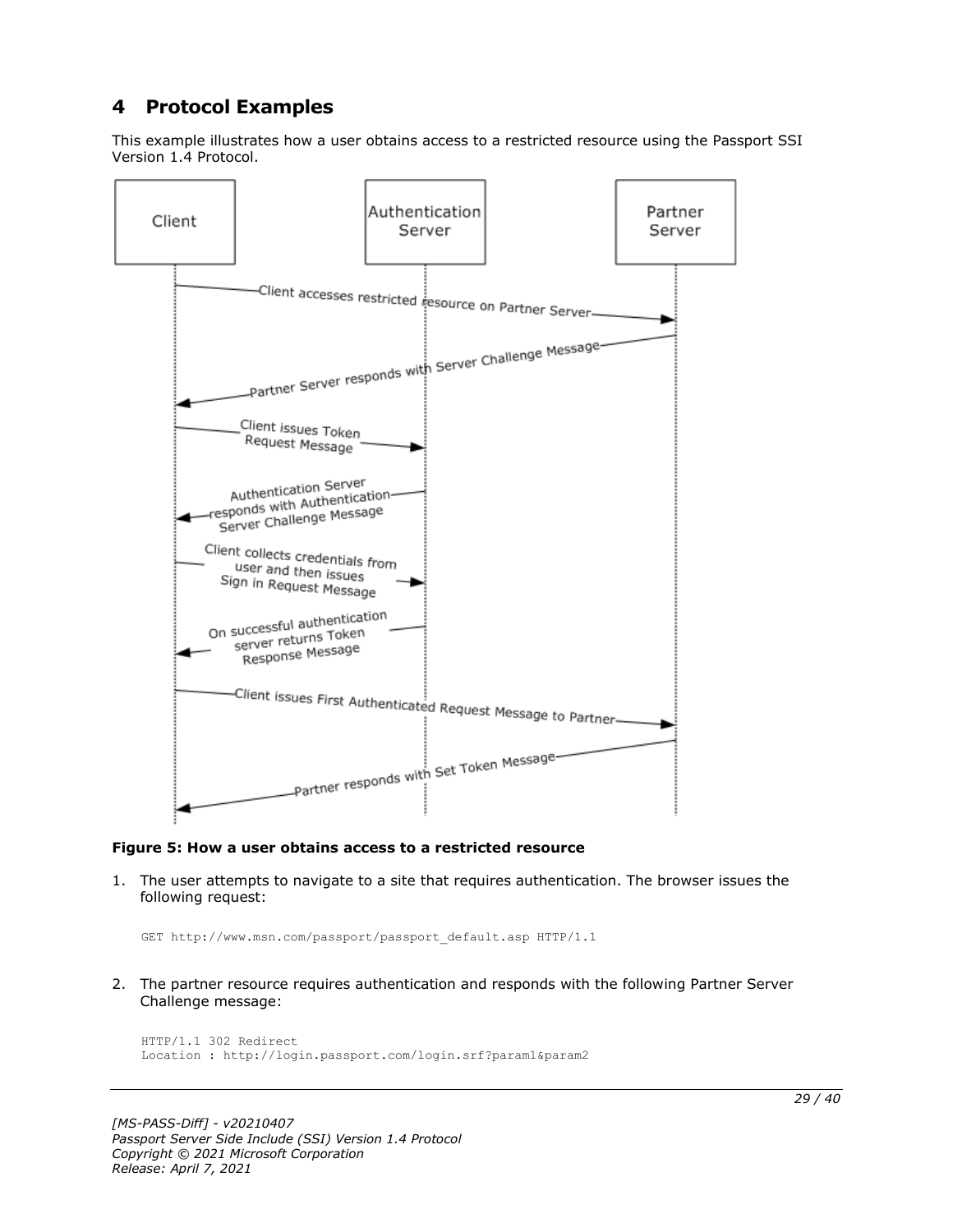# 4 Protocol Examples

This example illustrates how a user obtains access to a restricted resource using the Passport SSI Version 1.4 Protocol.

**Figure 5: How a user obtains access to a restricted resource**

1. The user attempts to navigate to a site that requires authentication. The browser issues the following request:

```
GET http://www.msn.com/passport/passport_default.asp HTTP/1.1
```

2. The partner resource requires authentication and responds with the following Partner Server Challenge message:

```
HTTP/1.1 302 Redirect
Location : http://login.passport.com/login.srf?param1&param2
```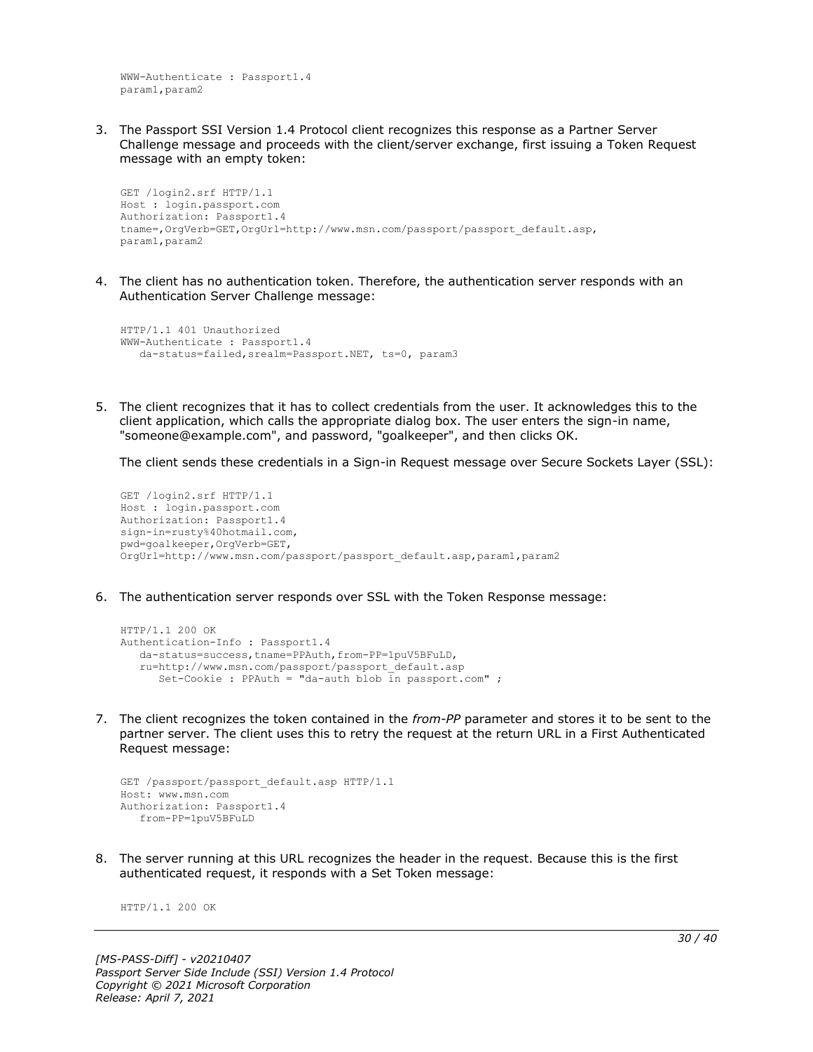```
WWW-Authenticate : Passport1.4
param1,param2
```

3. The Passport SSI Version 1.4 Protocol client recognizes this response as a Partner Server Challenge message and proceeds with the client/server exchange, first issuing a Token Request message with an empty token:

```
GET /login2.srf HTTP/1.1
Host : login.passport.com
Authorization: Passport1.4
tname=,OrgVerb=GET,OrgUrl=http://www.msn.com/passport/passport_default.asp,
param1,param2
```

4. The client has no authentication token. Therefore, the authentication server responds with an Authentication Server Challenge message:

```
HTTP/1.1 401 Unauthorized
WWW-Authenticate : Passport1.4
   da-status=failed,srealm=Passport.NET, ts=0, param3
```

5. The client recognizes that it has to collect credentials from the user. It acknowledges this to the client application, which calls the appropriate dialog box. The user enters the sign-in name, "someone@example.com", and password, "goalkeeper", and then clicks OK.

   The client sends these credentials in a Sign-in Request message over Secure Sockets Layer (SSL):

```
GET /login2.srf HTTP/1.1
Host : login.passport.com
Authorization: Passport1.4
sign-in=rusty%40hotmail.com,
pwd=goalkeeper,OrgVerb=GET,
OrgUrl=http://www.msn.com/passport/passport_default.asp,param1,param2
```

6. The authentication server responds over SSL with the Token Response message:

```
HTTP/1.1 200 OK
Authentication-Info : Passport1.4
   da-status=success,tname=PPAuth,from-PP=1puV5BFuLD,
   ru=http://www.msn.com/passport/passport_default.asp
      Set-Cookie : PPAuth = "da-auth blob in passport.com" ;
```

7. The client recognizes the token contained in the *from-PP* parameter and stores it to be sent to the partner server. The client uses this to retry the request at the return URL in a First Authenticated Request message:

```
GET /passport/passport_default.asp HTTP/1.1
Host: www.msn.com
Authorization: Passport1.4
   from-PP=1puV5BFuLD
```

8. The server running at this URL recognizes the header in the request. Because this is the first authenticated request, it responds with a Set Token message:

```
HTTP/1.1 200 OK
```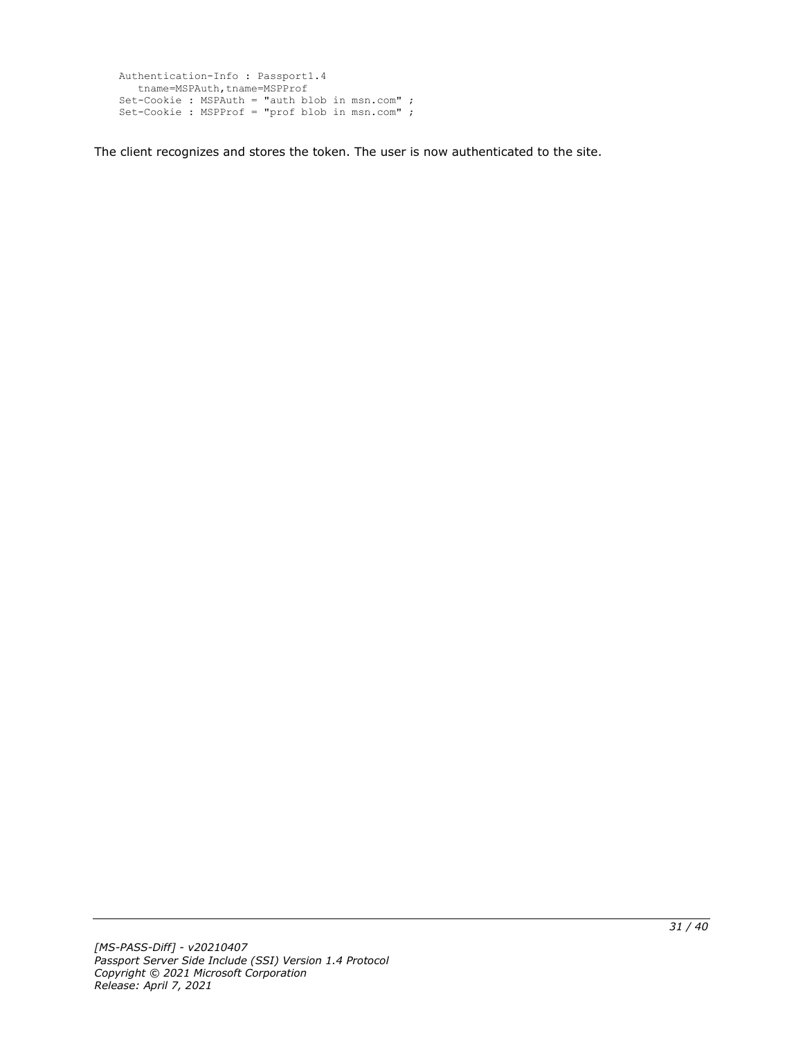```
Authentication-Info : Passport1.4
   tname=MSPAuth,tname=MSPProf
Set-Cookie : MSPAuth = "auth blob in msn.com" ;
Set-Cookie : MSPProf = "prof blob in msn.com" ;
```

The client recognizes and stores the token. The user is now authenticated to the site.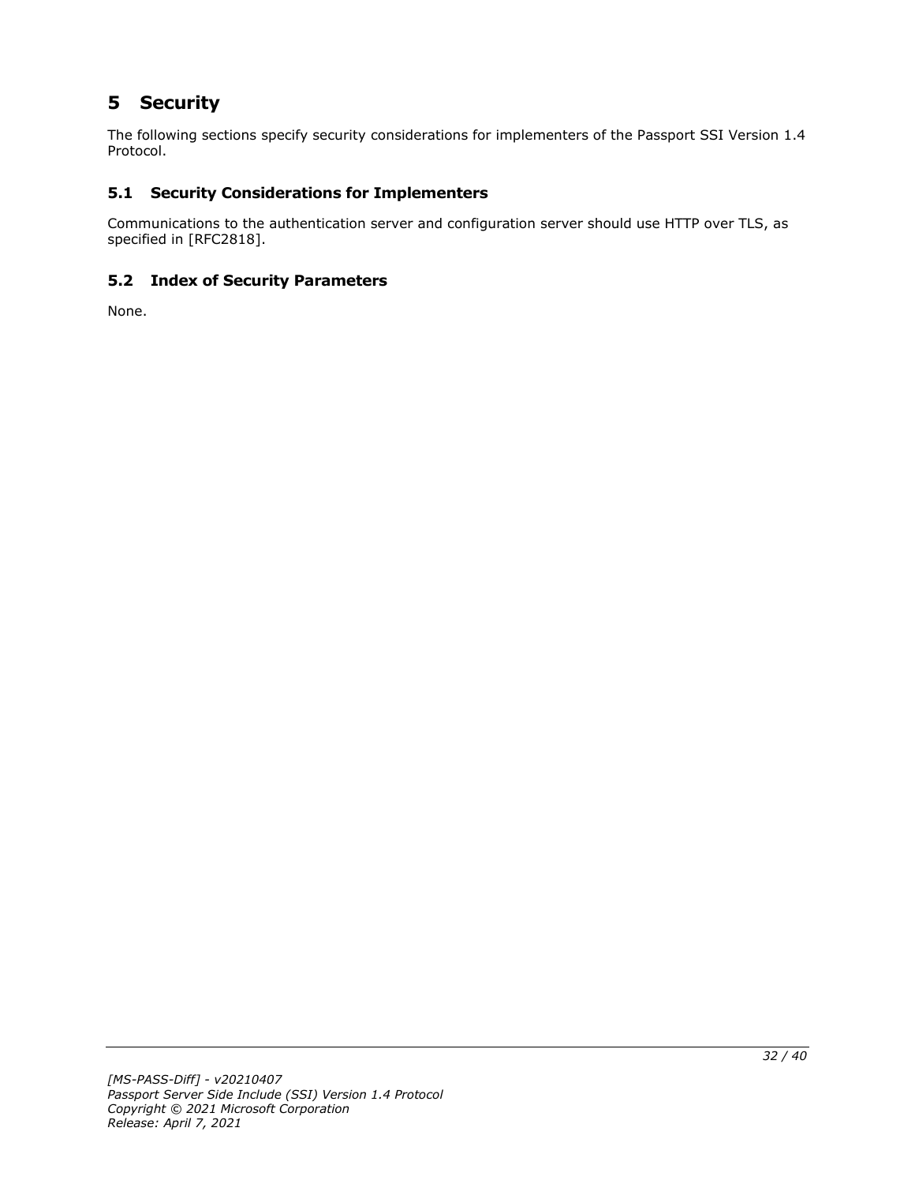# 5 Security

The following sections specify security considerations for implementers of the Passport SSI Version 1.4 Protocol.

## 5.1 Security Considerations for Implementers

Communications to the authentication server and configuration server should use HTTP over TLS, as specified in [RFC2818].

## 5.2 Index of Security Parameters

None.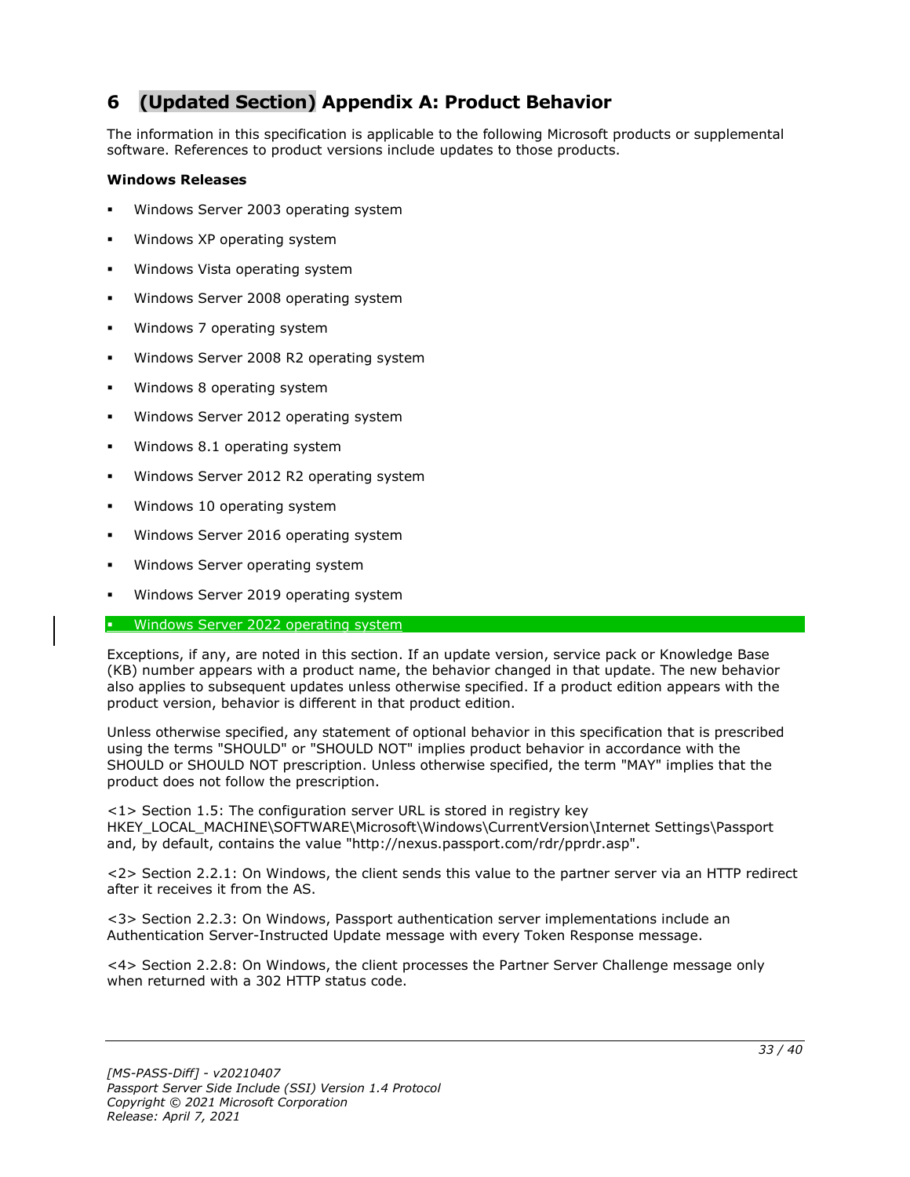# 6 (Updated Section) Appendix A: Product Behavior

The information in this specification is applicable to the following Microsoft products or supplemental software. References to product versions include updates to those products.

**Windows Releases**

- Windows Server 2003 operating system
- Windows XP operating system
- Windows Vista operating system
- Windows Server 2008 operating system
- Windows 7 operating system
- Windows Server 2008 R2 operating system
- Windows 8 operating system
- Windows Server 2012 operating system
- Windows 8.1 operating system
- Windows Server 2012 R2 operating system
- Windows 10 operating system
- Windows Server 2016 operating system
- Windows Server operating system
- Windows Server 2019 operating system
- Windows Server 2022 operating system

Exceptions, if any, are noted in this section. If an update version, service pack or Knowledge Base (KB) number appears with a product name, the behavior changed in that update. The new behavior also applies to subsequent updates unless otherwise specified. If a product edition appears with the product version, behavior is different in that product edition.

Unless otherwise specified, any statement of optional behavior in this specification that is prescribed using the terms "SHOULD" or "SHOULD NOT" implies product behavior in accordance with the SHOULD or SHOULD NOT prescription. Unless otherwise specified, the term "MAY" implies that the product does not follow the prescription.

<1> Section 1.5: The configuration server URL is stored in registry key HKEY_LOCAL_MACHINE\SOFTWARE\Microsoft\Windows\CurrentVersion\Internet Settings\Passport and, by default, contains the value "http://nexus.passport.com/rdr/pprdr.asp".

<2> Section 2.2.1: On Windows, the client sends this value to the partner server via an HTTP redirect after it receives it from the AS.

<3> Section 2.2.3: On Windows, Passport authentication server implementations include an Authentication Server-Instructed Update message with every Token Response message.

<4> Section 2.2.8: On Windows, the client processes the Partner Server Challenge message only when returned with a 302 HTTP status code.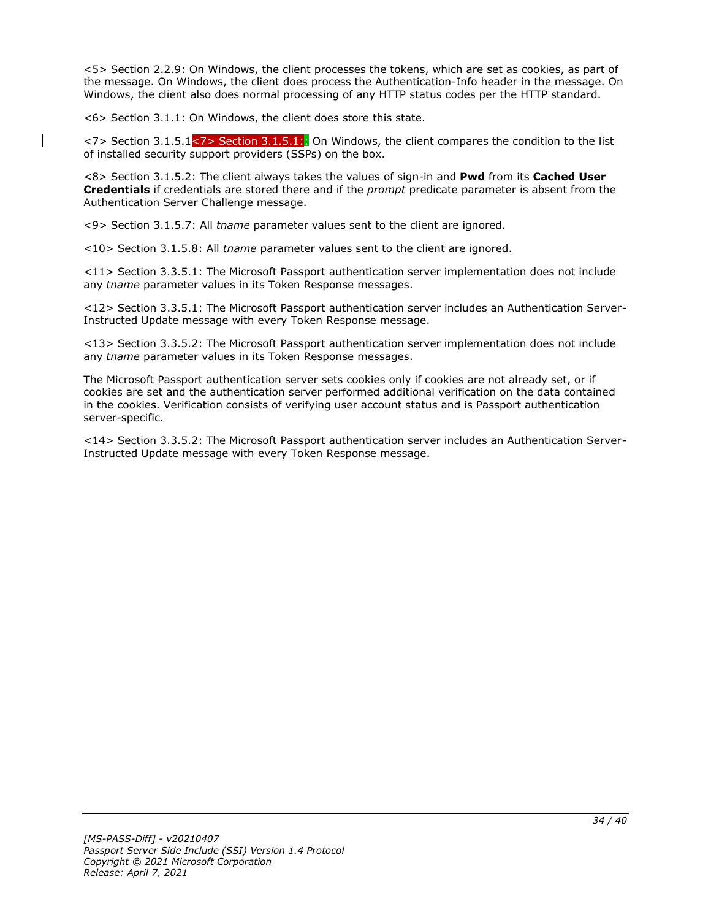<5> Section 2.2.9: On Windows, the client processes the tokens, which are set as cookies, as part of the message. On Windows, the client does process the Authentication-Info header in the message. On Windows, the client also does normal processing of any HTTP status codes per the HTTP standard.

<6> Section 3.1.1: On Windows, the client does store this state.

<7> Section 3.1.5.1~~<7> Section 3.1.5.1:~~: On Windows, the client compares the condition to the list of installed security support providers (SSPs) on the box.

<8> Section 3.1.5.2: The client always takes the values of sign-in and **Pwd** from its **Cached User Credentials** if credentials are stored there and if the *prompt* predicate parameter is absent from the Authentication Server Challenge message.

<9> Section 3.1.5.7: All *tname* parameter values sent to the client are ignored.

<10> Section 3.1.5.8: All *tname* parameter values sent to the client are ignored.

<11> Section 3.3.5.1: The Microsoft Passport authentication server implementation does not include any *tname* parameter values in its Token Response messages.

<12> Section 3.3.5.1: The Microsoft Passport authentication server includes an Authentication Server-Instructed Update message with every Token Response message.

<13> Section 3.3.5.2: The Microsoft Passport authentication server implementation does not include any *tname* parameter values in its Token Response messages.

The Microsoft Passport authentication server sets cookies only if cookies are not already set, or if cookies are set and the authentication server performed additional verification on the data contained in the cookies. Verification consists of verifying user account status and is Passport authentication server-specific.

<14> Section 3.3.5.2: The Microsoft Passport authentication server includes an Authentication Server-Instructed Update message with every Token Response message.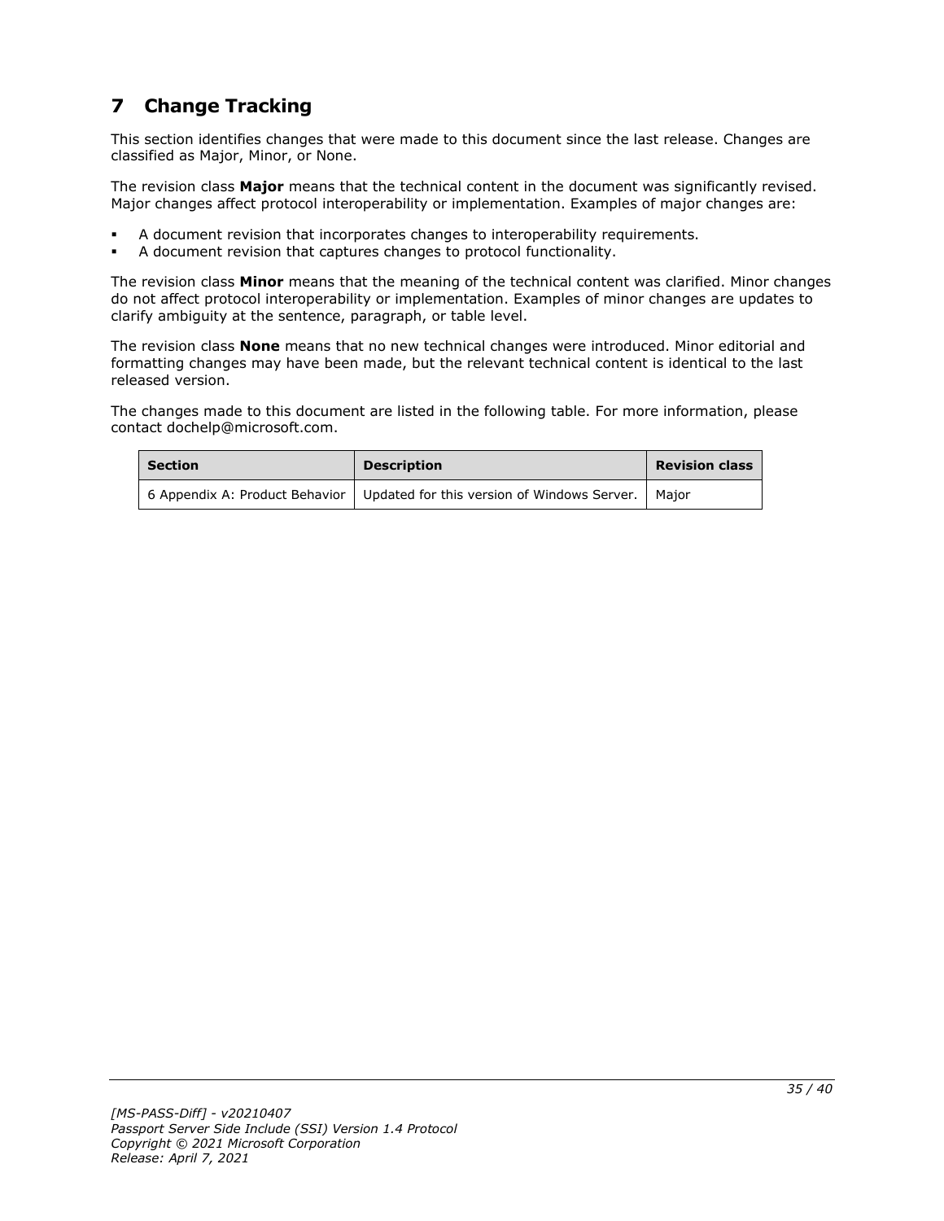# 7 Change Tracking

This section identifies changes that were made to this document since the last release. Changes are classified as Major, Minor, or None.

The revision class **Major** means that the technical content in the document was significantly revised. Major changes affect protocol interoperability or implementation. Examples of major changes are:

- A document revision that incorporates changes to interoperability requirements.
- A document revision that captures changes to protocol functionality.

The revision class **Minor** means that the meaning of the technical content was clarified. Minor changes do not affect protocol interoperability or implementation. Examples of minor changes are updates to clarify ambiguity at the sentence, paragraph, or table level.

The revision class **None** means that no new technical changes were introduced. Minor editorial and formatting changes may have been made, but the relevant technical content is identical to the last released version.

The changes made to this document are listed in the following table. For more information, please contact dochelp@microsoft.com.

| Section | Description | Revision class |
|---|---|---|
| 6 Appendix A: Product Behavior | Updated for this version of Windows Server. | Major |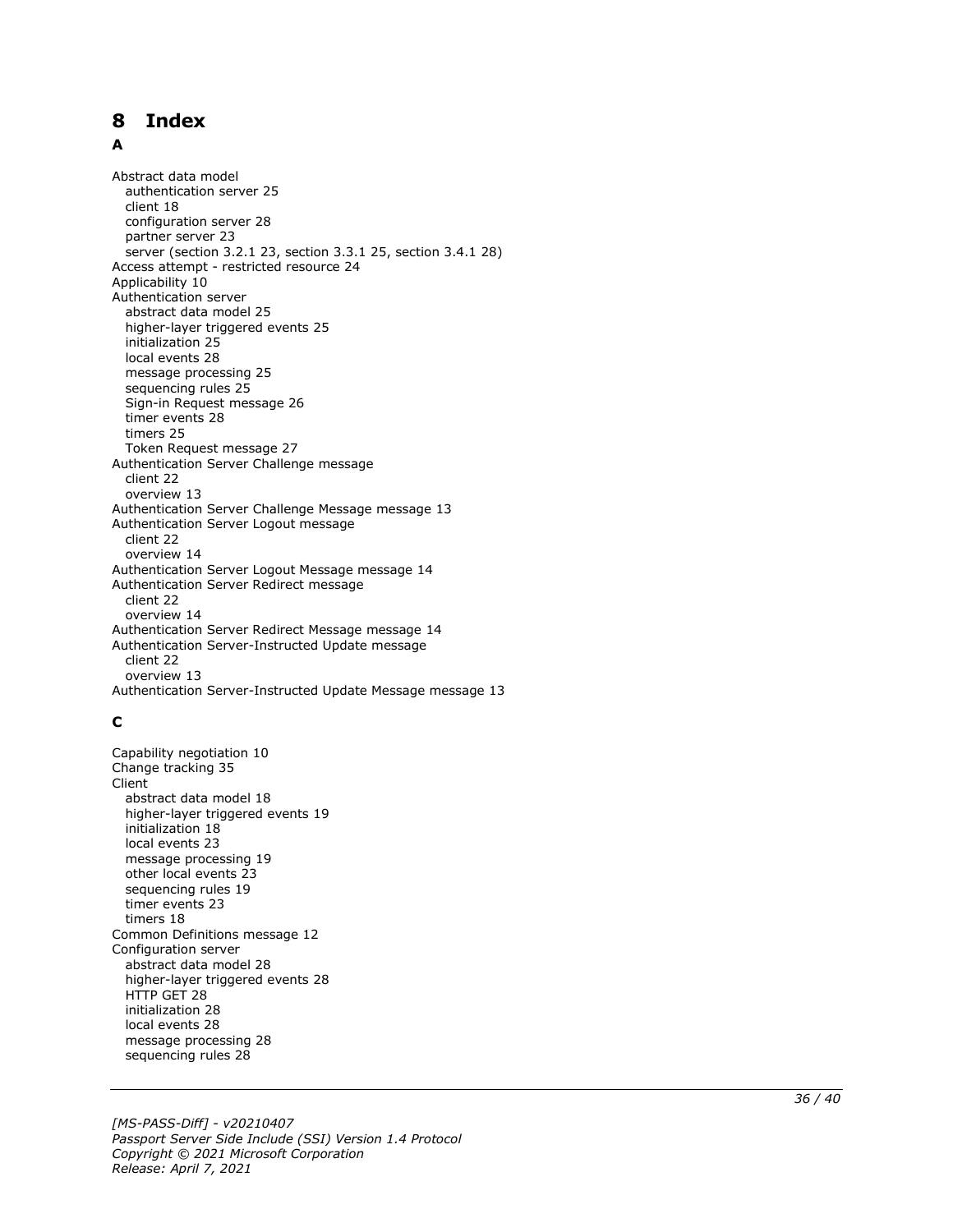# 8 Index

## A

Abstract data model
  authentication server 25
  client 18
  configuration server 28
  partner server 23
  server (section 3.2.1 23, section 3.3.1 25, section 3.4.1 28)
Access attempt - restricted resource 24
Applicability 10
Authentication server
  abstract data model 25
  higher-layer triggered events 25
  initialization 25
  local events 28
  message processing 25
  sequencing rules 25
  Sign-in Request message 26
  timer events 28
  timers 25
  Token Request message 27
Authentication Server Challenge message
  client 22
  overview 13
Authentication Server Challenge Message message 13
Authentication Server Logout message
  client 22
  overview 14
Authentication Server Logout Message message 14
Authentication Server Redirect message
  client 22
  overview 14
Authentication Server Redirect Message message 14
Authentication Server-Instructed Update message
  client 22
  overview 13
Authentication Server-Instructed Update Message message 13

## C

Capability negotiation 10
Change tracking 35
Client
  abstract data model 18
  higher-layer triggered events 19
  initialization 18
  local events 23
  message processing 19
  other local events 23
  sequencing rules 19
  timer events 23
  timers 18
Common Definitions message 12
Configuration server
  abstract data model 28
  higher-layer triggered events 28
  HTTP GET 28
  initialization 28
  local events 28
  message processing 28
  sequencing rules 28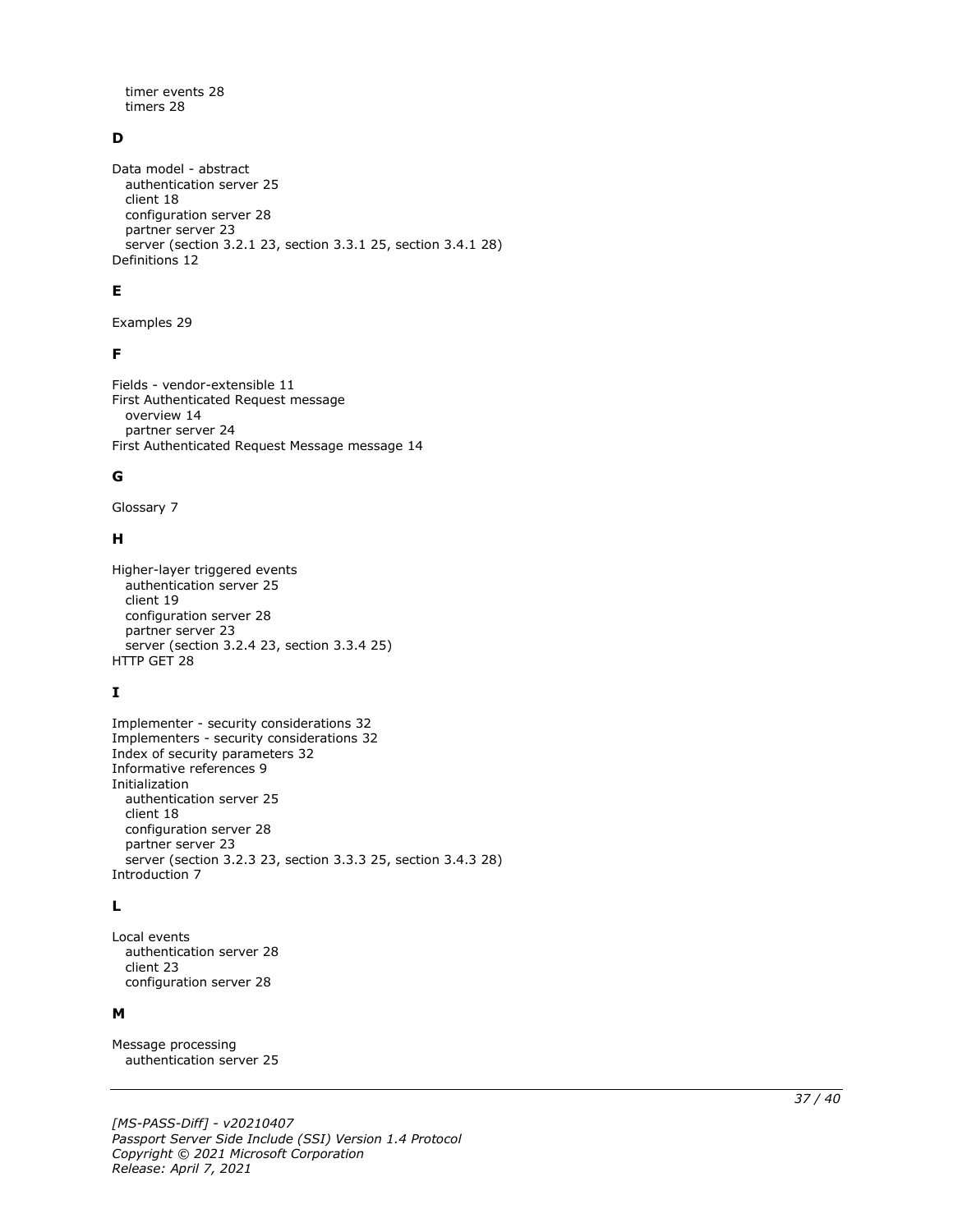timer events 28
timers 28

**D**

Data model - abstract
  authentication server 25
  client 18
  configuration server 28
  partner server 23
  server (section 3.2.1 23, section 3.3.1 25, section 3.4.1 28)
Definitions 12

**E**

Examples 29

**F**

Fields - vendor-extensible 11
First Authenticated Request message
  overview 14
  partner server 24
First Authenticated Request Message message 14

**G**

Glossary 7

**H**

Higher-layer triggered events
  authentication server 25
  client 19
  configuration server 28
  partner server 23
  server (section 3.2.4 23, section 3.3.4 25)
HTTP GET 28

**I**

Implementer - security considerations 32
Implementers - security considerations 32
Index of security parameters 32
Informative references 9
Initialization
  authentication server 25
  client 18
  configuration server 28
  partner server 23
  server (section 3.2.3 23, section 3.3.3 25, section 3.4.3 28)
Introduction 7

**L**

Local events
  authentication server 28
  client 23
  configuration server 28

**M**

Message processing
  authentication server 25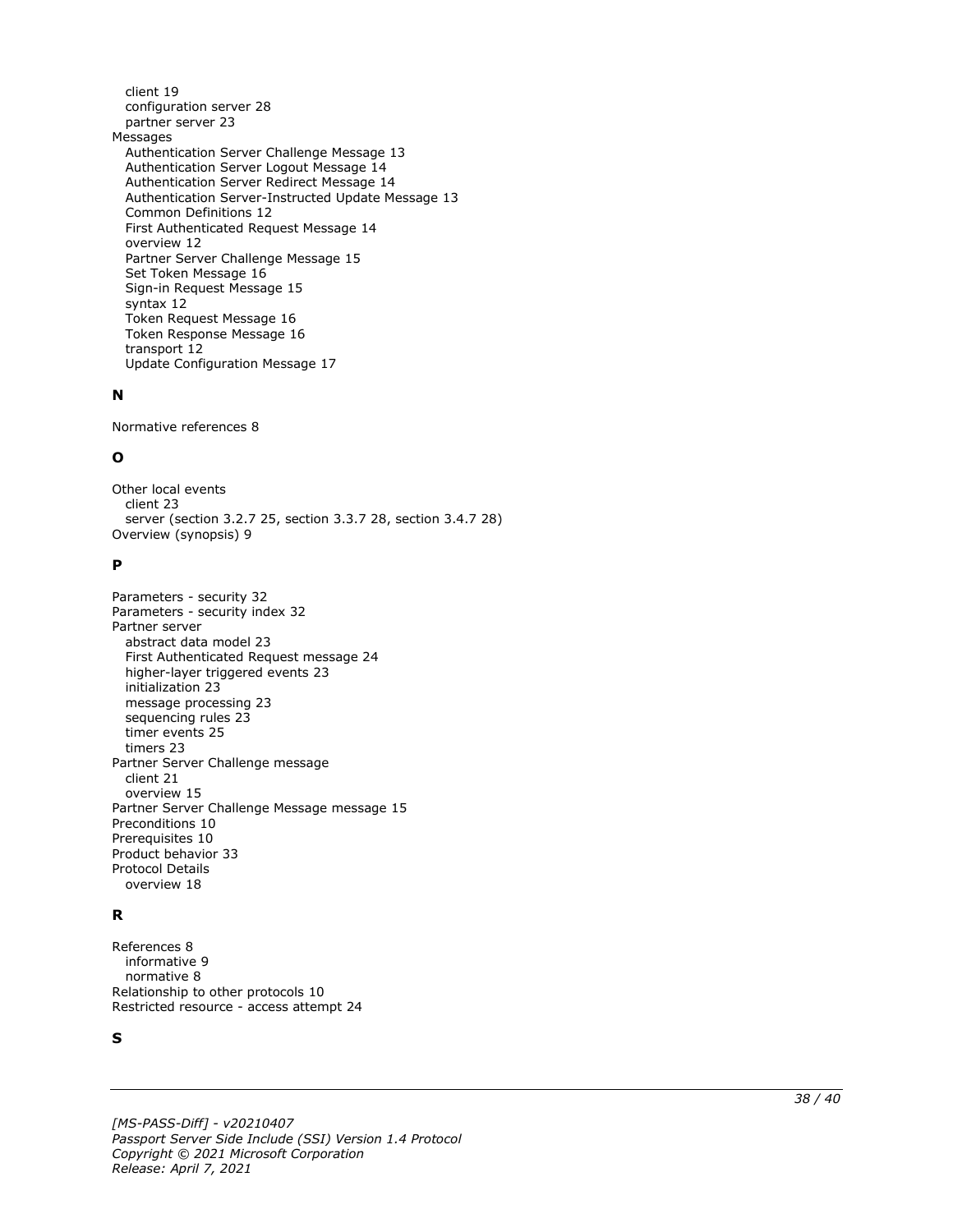client 19
configuration server 28
partner server 23
Messages
Authentication Server Challenge Message 13
Authentication Server Logout Message 14
Authentication Server Redirect Message 14
Authentication Server-Instructed Update Message 13
Common Definitions 12
First Authenticated Request Message 14
overview 12
Partner Server Challenge Message 15
Set Token Message 16
Sign-in Request Message 15
syntax 12
Token Request Message 16
Token Response Message 16
transport 12
Update Configuration Message 17

### N

Normative references 8

### O

Other local events
client 23
server (section 3.2.7 25, section 3.3.7 28, section 3.4.7 28)
Overview (synopsis) 9

### P

Parameters - security 32
Parameters - security index 32
Partner server
abstract data model 23
First Authenticated Request message 24
higher-layer triggered events 23
initialization 23
message processing 23
sequencing rules 23
timer events 25
timers 23
Partner Server Challenge message
client 21
overview 15
Partner Server Challenge Message message 15
Preconditions 10
Prerequisites 10
Product behavior 33
Protocol Details
overview 18

### R

References 8
informative 9
normative 8
Relationship to other protocols 10
Restricted resource - access attempt 24

### S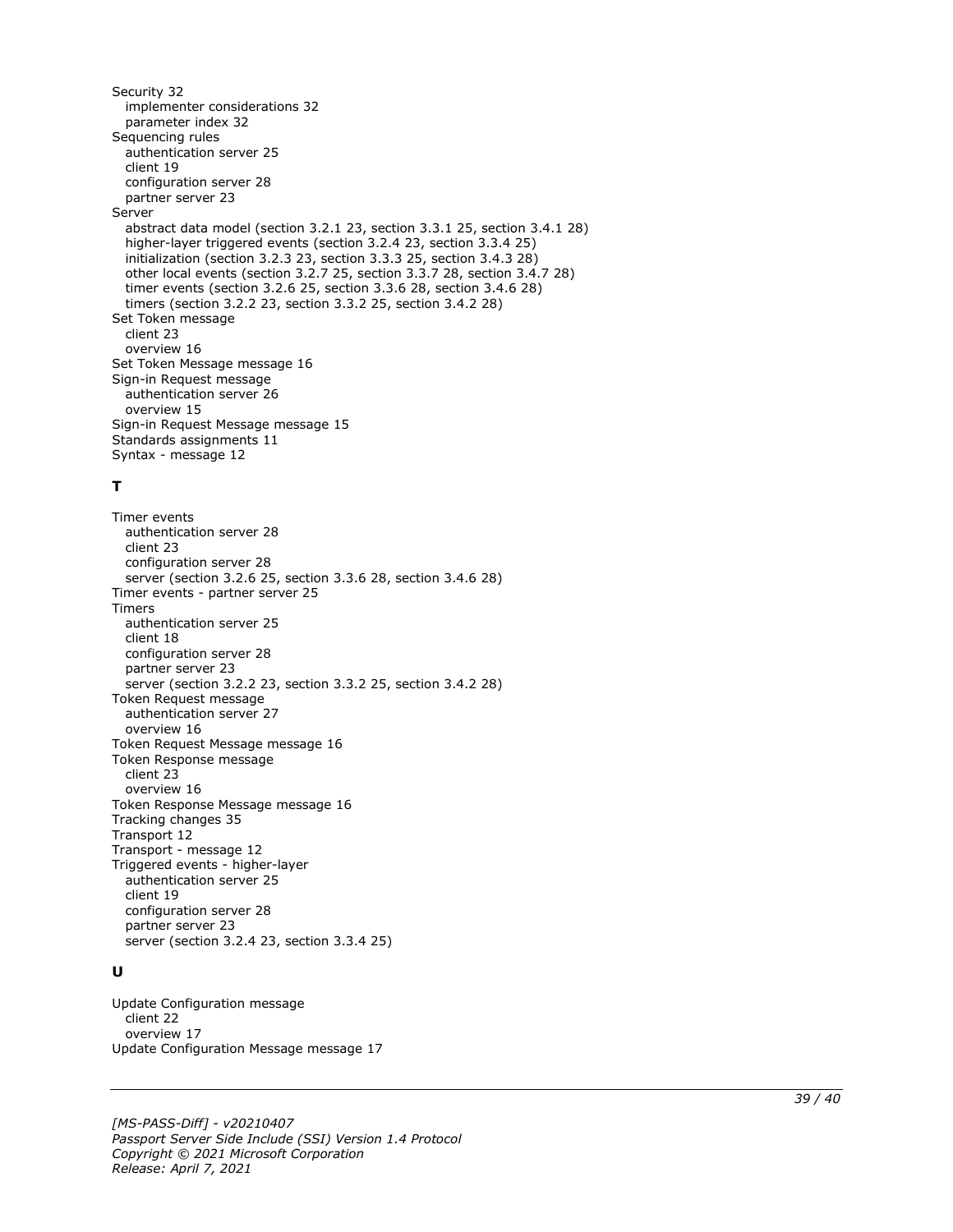Security 32
  implementer considerations 32
  parameter index 32
Sequencing rules
  authentication server 25
  client 19
  configuration server 28
  partner server 23
Server
  abstract data model (section 3.2.1 23, section 3.3.1 25, section 3.4.1 28)
  higher-layer triggered events (section 3.2.4 23, section 3.3.4 25)
  initialization (section 3.2.3 23, section 3.3.3 25, section 3.4.3 28)
  other local events (section 3.2.7 25, section 3.3.7 28, section 3.4.7 28)
  timer events (section 3.2.6 25, section 3.3.6 28, section 3.4.6 28)
  timers (section 3.2.2 23, section 3.3.2 25, section 3.4.2 28)
Set Token message
  client 23
  overview 16
Set Token Message message 16
Sign-in Request message
  authentication server 26
  overview 15
Sign-in Request Message message 15
Standards assignments 11
Syntax - message 12

**T**

Timer events
  authentication server 28
  client 23
  configuration server 28
  server (section 3.2.6 25, section 3.3.6 28, section 3.4.6 28)
Timer events - partner server 25
Timers
  authentication server 25
  client 18
  configuration server 28
  partner server 23
  server (section 3.2.2 23, section 3.3.2 25, section 3.4.2 28)
Token Request message
  authentication server 27
  overview 16
Token Request Message message 16
Token Response message
  client 23
  overview 16
Token Response Message message 16
Tracking changes 35
Transport 12
Transport - message 12
Triggered events - higher-layer
  authentication server 25
  client 19
  configuration server 28
  partner server 23
  server (section 3.2.4 23, section 3.3.4 25)

**U**

Update Configuration message
  client 22
  overview 17
Update Configuration Message message 17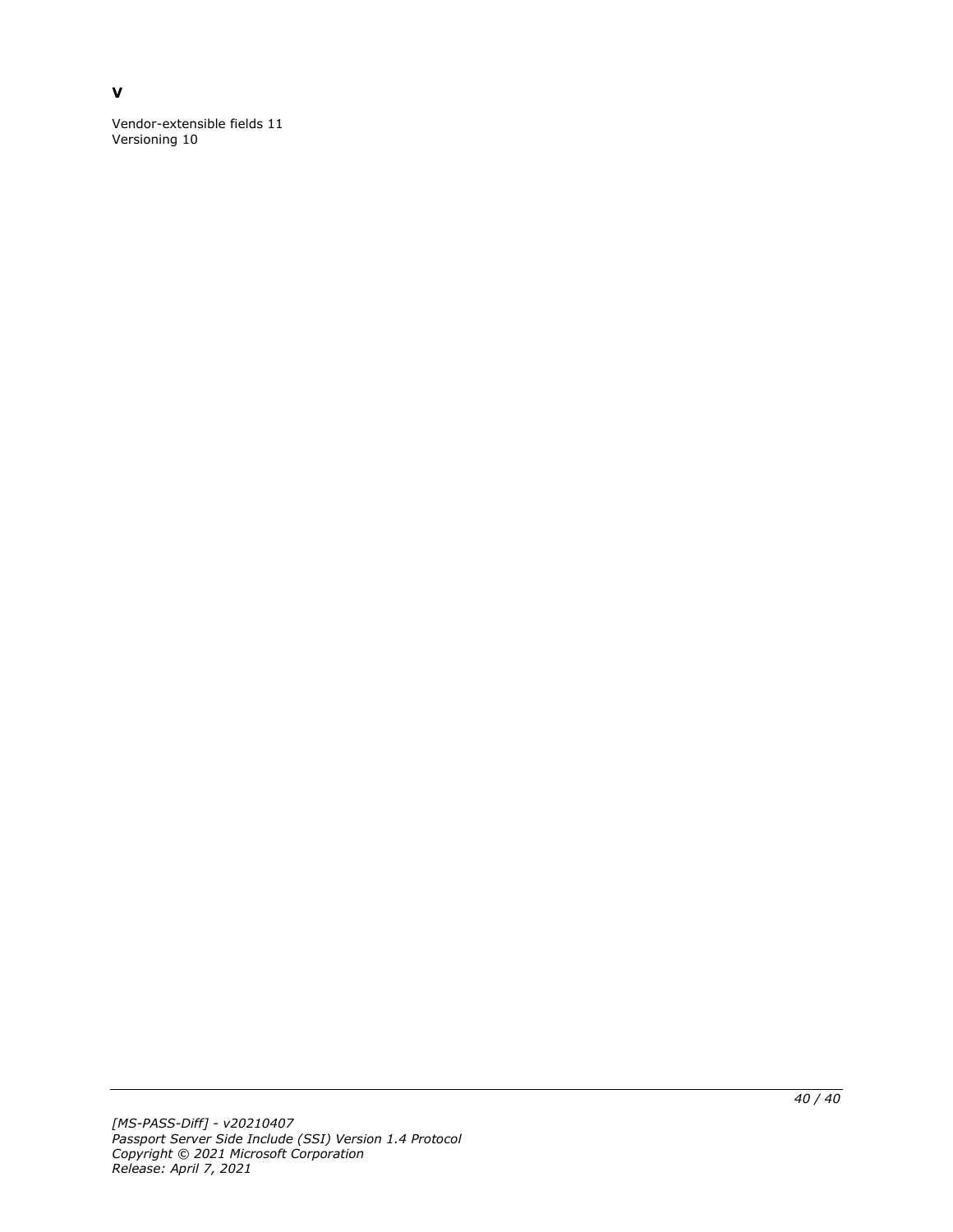**V**

Vendor-extensible fields 11
Versioning 10